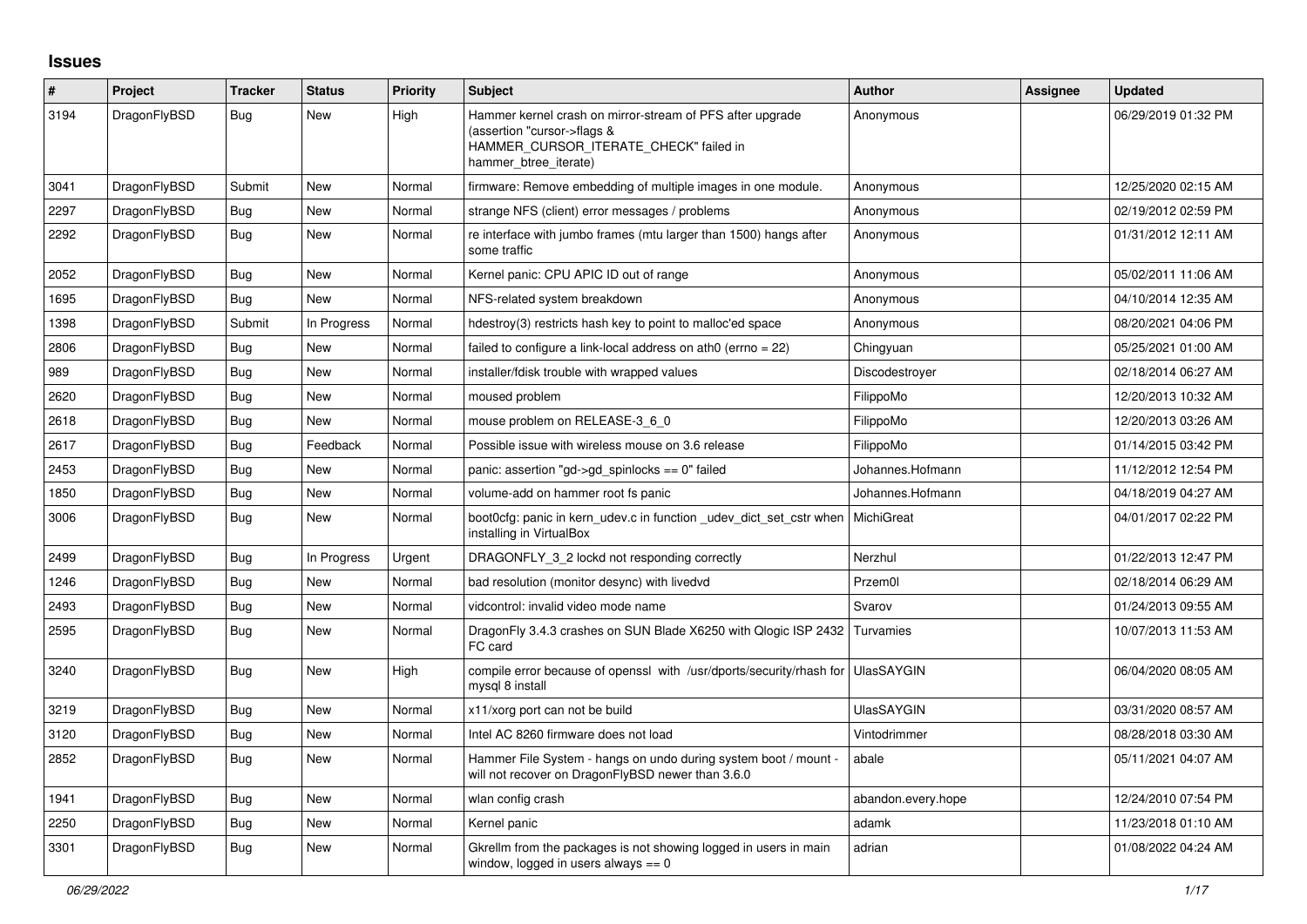# Issues

| # | Project | Tracker | Status | Priority | Subject | Author | Assignee | Updated |
|---|---|---|---|---|---|---|---|---|
| 3194 | DragonFlyBSD | Bug | New | High | Hammer kernel crash on mirror-stream of PFS after upgrade (assertion "cursor->flags & HAMMER_CURSOR_ITERATE_CHECK" failed in hammer_btree_iterate) | Anonymous | | 06/29/2019 01:32 PM |
| 3041 | DragonFlyBSD | Submit | New | Normal | firmware: Remove embedding of multiple images in one module. | Anonymous | | 12/25/2020 02:15 AM |
| 2297 | DragonFlyBSD | Bug | New | Normal | strange NFS (client) error messages / problems | Anonymous | | 02/19/2012 02:59 PM |
| 2292 | DragonFlyBSD | Bug | New | Normal | re interface with jumbo frames (mtu larger than 1500) hangs after some traffic | Anonymous | | 01/31/2012 12:11 AM |
| 2052 | DragonFlyBSD | Bug | New | Normal | Kernel panic: CPU APIC ID out of range | Anonymous | | 05/02/2011 11:06 AM |
| 1695 | DragonFlyBSD | Bug | New | Normal | NFS-related system breakdown | Anonymous | | 04/10/2014 12:35 AM |
| 1398 | DragonFlyBSD | Submit | In Progress | Normal | hdestroy(3) restricts hash key to point to malloc'ed space | Anonymous | | 08/20/2021 04:06 PM |
| 2806 | DragonFlyBSD | Bug | New | Normal | failed to configure a link-local address on ath0 (errno = 22) | Chingyuan | | 05/25/2021 01:00 AM |
| 989 | DragonFlyBSD | Bug | New | Normal | installer/fdisk trouble with wrapped values | Discodestroyer | | 02/18/2014 06:27 AM |
| 2620 | DragonFlyBSD | Bug | New | Normal | moused problem | FilippoMo | | 12/20/2013 10:32 AM |
| 2618 | DragonFlyBSD | Bug | New | Normal | mouse problem on RELEASE-3_6_0 | FilippoMo | | 12/20/2013 03:26 AM |
| 2617 | DragonFlyBSD | Bug | Feedback | Normal | Possible issue with wireless mouse on 3.6 release | FilippoMo | | 01/14/2015 03:42 PM |
| 2453 | DragonFlyBSD | Bug | New | Normal | panic: assertion "gd->gd_spinlocks == 0" failed | Johannes.Hofmann | | 11/12/2012 12:54 PM |
| 1850 | DragonFlyBSD | Bug | New | Normal | volume-add on hammer root fs panic | Johannes.Hofmann | | 04/18/2019 04:27 AM |
| 3006 | DragonFlyBSD | Bug | New | Normal | boot0cfg: panic in kern_udev.c in function _udev_dict_set_cstr when installing in VirtualBox | MichiGreat | | 04/01/2017 02:22 PM |
| 2499 | DragonFlyBSD | Bug | In Progress | Urgent | DRAGONFLY_3_2 lockd not responding correctly | Nerzhul | | 01/22/2013 12:47 PM |
| 1246 | DragonFlyBSD | Bug | New | Normal | bad resolution (monitor desync) with livedvd | Przem0l | | 02/18/2014 06:29 AM |
| 2493 | DragonFlyBSD | Bug | New | Normal | vidcontrol: invalid video mode name | Svarov | | 01/24/2013 09:55 AM |
| 2595 | DragonFlyBSD | Bug | New | Normal | DragonFly 3.4.3 crashes on SUN Blade X6250 with Qlogic ISP 2432 FC card | Turvamies | | 10/07/2013 11:53 AM |
| 3240 | DragonFlyBSD | Bug | New | High | compile error because of openssl with /usr/dports/security/rhash for mysql 8 install | UlasSAYGIN | | 06/04/2020 08:05 AM |
| 3219 | DragonFlyBSD | Bug | New | Normal | x11/xorg port can not be build | UlasSAYGIN | | 03/31/2020 08:57 AM |
| 3120 | DragonFlyBSD | Bug | New | Normal | Intel AC 8260 firmware does not load | Vintodrimmer | | 08/28/2018 03:30 AM |
| 2852 | DragonFlyBSD | Bug | New | Normal | Hammer File System - hangs on undo during system boot / mount - will not recover on DragonFlyBSD newer than 3.6.0 | abale | | 05/11/2021 04:07 AM |
| 1941 | DragonFlyBSD | Bug | New | Normal | wlan config crash | abandon.every.hope | | 12/24/2010 07:54 PM |
| 2250 | DragonFlyBSD | Bug | New | Normal | Kernel panic | adamk | | 11/23/2018 01:10 AM |
| 3301 | DragonFlyBSD | Bug | New | Normal | Gkrellm from the packages is not showing logged in users in main window, logged in users always == 0 | adrian | | 01/08/2022 04:24 AM |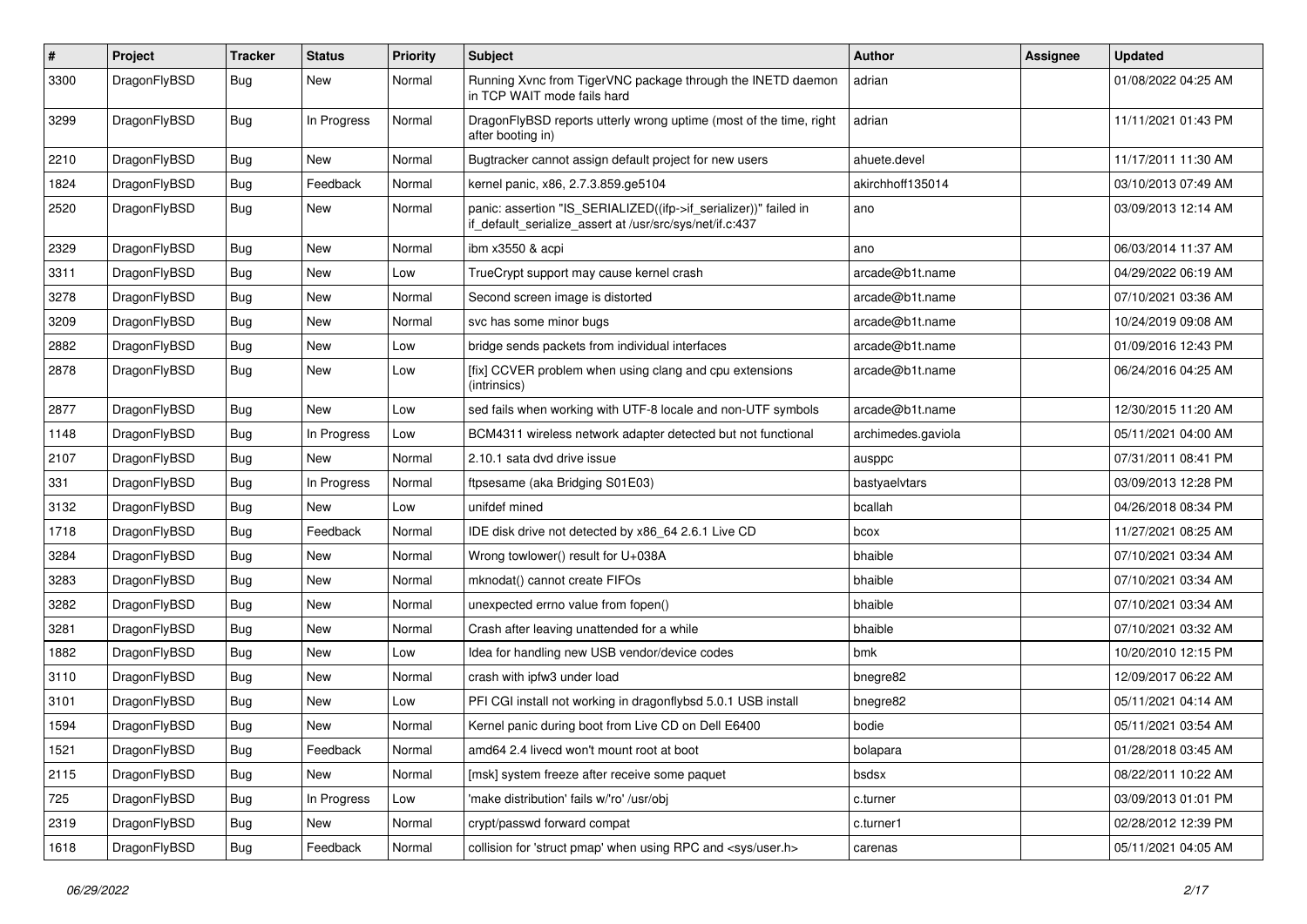| # | Project | Tracker | Status | Priority | Subject | Author | Assignee | Updated |
|---|---|---|---|---|---|---|---|---|
| 3300 | DragonFlyBSD | Bug | New | Normal | Running Xvnc from TigerVNC package through the INETD daemon in TCP WAIT mode fails hard | adrian | | 01/08/2022 04:25 AM |
| 3299 | DragonFlyBSD | Bug | In Progress | Normal | DragonFlyBSD reports utterly wrong uptime (most of the time, right after booting in) | adrian | | 11/11/2021 01:43 PM |
| 2210 | DragonFlyBSD | Bug | New | Normal | Bugtracker cannot assign default project for new users | ahuete.devel | | 11/17/2011 11:30 AM |
| 1824 | DragonFlyBSD | Bug | Feedback | Normal | kernel panic, x86, 2.7.3.859.ge5104 | akirchhoff135014 | | 03/10/2013 07:49 AM |
| 2520 | DragonFlyBSD | Bug | New | Normal | panic: assertion "IS_SERIALIZED((ifp->if_serializer))" failed in if_default_serialize_assert at /usr/src/sys/net/if.c:437 | ano | | 03/09/2013 12:14 AM |
| 2329 | DragonFlyBSD | Bug | New | Normal | ibm x3550 & acpi | ano | | 06/03/2014 11:37 AM |
| 3311 | DragonFlyBSD | Bug | New | Low | TrueCrypt support may cause kernel crash | arcade@b1t.name | | 04/29/2022 06:19 AM |
| 3278 | DragonFlyBSD | Bug | New | Normal | Second screen image is distorted | arcade@b1t.name | | 07/10/2021 03:36 AM |
| 3209 | DragonFlyBSD | Bug | New | Normal | svc has some minor bugs | arcade@b1t.name | | 10/24/2019 09:08 AM |
| 2882 | DragonFlyBSD | Bug | New | Low | bridge sends packets from individual interfaces | arcade@b1t.name | | 01/09/2016 12:43 PM |
| 2878 | DragonFlyBSD | Bug | New | Low | [fix] CCVER problem when using clang and cpu extensions (intrinsics) | arcade@b1t.name | | 06/24/2016 04:25 AM |
| 2877 | DragonFlyBSD | Bug | New | Low | sed fails when working with UTF-8 locale and non-UTF symbols | arcade@b1t.name | | 12/30/2015 11:20 AM |
| 1148 | DragonFlyBSD | Bug | In Progress | Low | BCM4311 wireless network adapter detected but not functional | archimedes.gaviola | | 05/11/2021 04:00 AM |
| 2107 | DragonFlyBSD | Bug | New | Normal | 2.10.1 sata dvd drive issue | ausppc | | 07/31/2011 08:41 PM |
| 331 | DragonFlyBSD | Bug | In Progress | Normal | ftpsesame (aka Bridging S01E03) | bastyaelvtars | | 03/09/2013 12:28 PM |
| 3132 | DragonFlyBSD | Bug | New | Low | unifdef mined | bcallah | | 04/26/2018 08:34 PM |
| 1718 | DragonFlyBSD | Bug | Feedback | Normal | IDE disk drive not detected by x86_64 2.6.1 Live CD | bcox | | 11/27/2021 08:25 AM |
| 3284 | DragonFlyBSD | Bug | New | Normal | Wrong towlower() result for U+038A | bhaible | | 07/10/2021 03:34 AM |
| 3283 | DragonFlyBSD | Bug | New | Normal | mknodat() cannot create FIFOs | bhaible | | 07/10/2021 03:34 AM |
| 3282 | DragonFlyBSD | Bug | New | Normal | unexpected errno value from fopen() | bhaible | | 07/10/2021 03:34 AM |
| 3281 | DragonFlyBSD | Bug | New | Normal | Crash after leaving unattended for a while | bhaible | | 07/10/2021 03:32 AM |
| 1882 | DragonFlyBSD | Bug | New | Low | Idea for handling new USB vendor/device codes | bmk | | 10/20/2010 12:15 PM |
| 3110 | DragonFlyBSD | Bug | New | Normal | crash with ipfw3 under load | bnegre82 | | 12/09/2017 06:22 AM |
| 3101 | DragonFlyBSD | Bug | New | Low | PFI CGI install not working in dragonflybsd 5.0.1 USB install | bnegre82 | | 05/11/2021 04:14 AM |
| 1594 | DragonFlyBSD | Bug | New | Normal | Kernel panic during boot from Live CD on Dell E6400 | bodie | | 05/11/2021 03:54 AM |
| 1521 | DragonFlyBSD | Bug | Feedback | Normal | amd64 2.4 livecd won't mount root at boot | bolapara | | 01/28/2018 03:45 AM |
| 2115 | DragonFlyBSD | Bug | New | Normal | [msk] system freeze after receive some paquet | bsdsx | | 08/22/2011 10:22 AM |
| 725 | DragonFlyBSD | Bug | In Progress | Low | 'make distribution' fails w/'ro' /usr/obj | c.turner | | 03/09/2013 01:01 PM |
| 2319 | DragonFlyBSD | Bug | New | Normal | crypt/passwd forward compat | c.turner1 | | 02/28/2012 12:39 PM |
| 1618 | DragonFlyBSD | Bug | Feedback | Normal | collision for 'struct pmap' when using RPC and <sys/user.h> | carenas | | 05/11/2021 04:05 AM |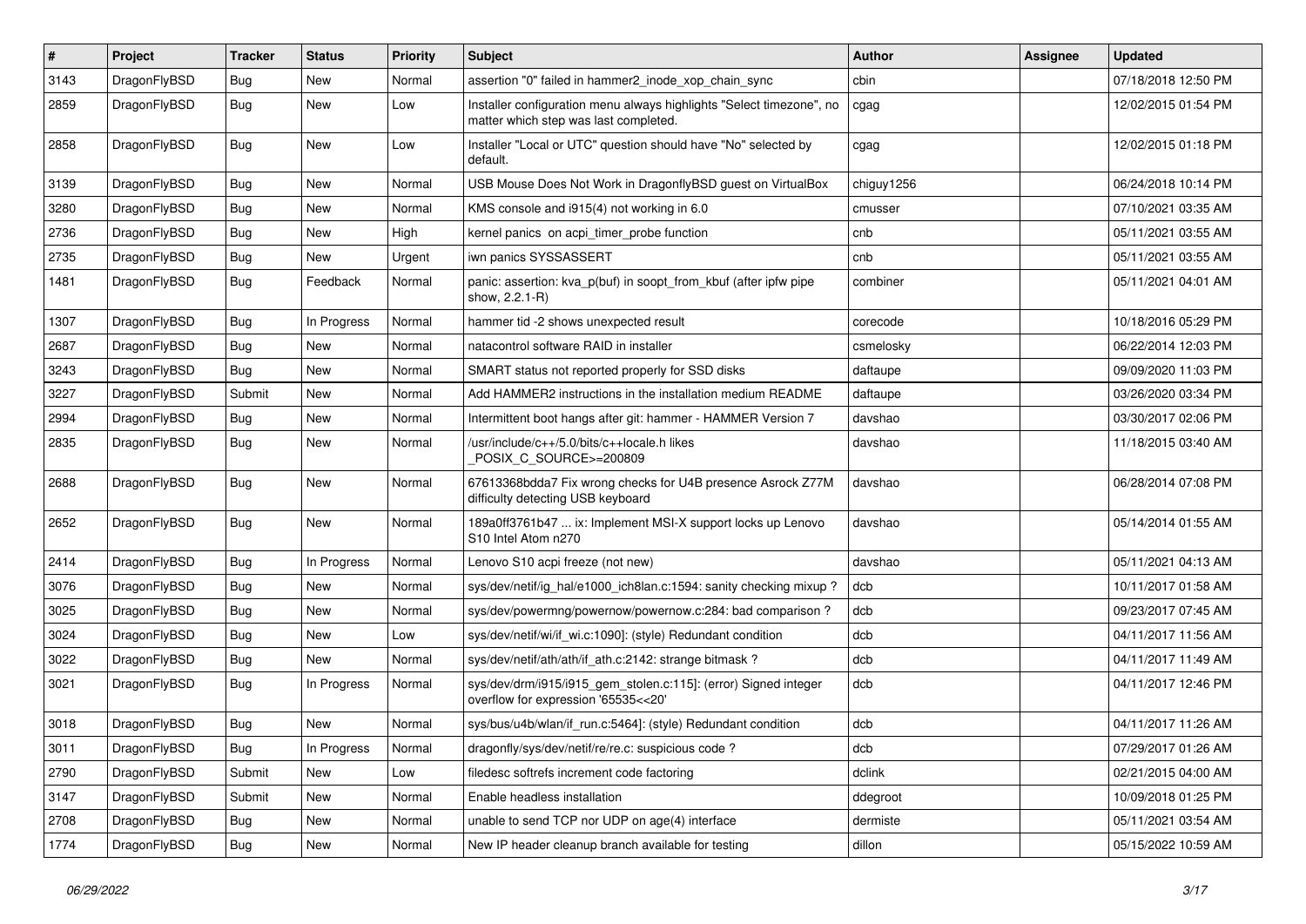| # | Project | Tracker | Status | Priority | Subject | Author | Assignee | Updated |
| --- | --- | --- | --- | --- | --- | --- | --- | --- |
| 3143 | DragonFlyBSD | Bug | New | Normal | assertion "0" failed in hammer2_inode_xop_chain_sync | cbin | | 07/18/2018 12:50 PM |
| 2859 | DragonFlyBSD | Bug | New | Low | Installer configuration menu always highlights "Select timezone", no matter which step was last completed. | cgag | | 12/02/2015 01:54 PM |
| 2858 | DragonFlyBSD | Bug | New | Low | Installer "Local or UTC" question should have "No" selected by default. | cgag | | 12/02/2015 01:18 PM |
| 3139 | DragonFlyBSD | Bug | New | Normal | USB Mouse Does Not Work in DragonflyBSD guest on VirtualBox | chiguy1256 | | 06/24/2018 10:14 PM |
| 3280 | DragonFlyBSD | Bug | New | Normal | KMS console and i915(4) not working in 6.0 | cmusser | | 07/10/2021 03:35 AM |
| 2736 | DragonFlyBSD | Bug | New | High | kernel panics on acpi_timer_probe function | cnb | | 05/11/2021 03:55 AM |
| 2735 | DragonFlyBSD | Bug | New | Urgent | iwn panics SYSSASSERT | cnb | | 05/11/2021 03:55 AM |
| 1481 | DragonFlyBSD | Bug | Feedback | Normal | panic: assertion: kva_p(buf) in soopt_from_kbuf (after ipfw pipe show, 2.2.1-R) | combiner | | 05/11/2021 04:01 AM |
| 1307 | DragonFlyBSD | Bug | In Progress | Normal | hammer tid -2 shows unexpected result | corecode | | 10/18/2016 05:29 PM |
| 2687 | DragonFlyBSD | Bug | New | Normal | natacontrol software RAID in installer | csmelosky | | 06/22/2014 12:03 PM |
| 3243 | DragonFlyBSD | Bug | New | Normal | SMART status not reported properly for SSD disks | daftaupe | | 09/09/2020 11:03 PM |
| 3227 | DragonFlyBSD | Submit | New | Normal | Add HAMMER2 instructions in the installation medium README | daftaupe | | 03/26/2020 03:34 PM |
| 2994 | DragonFlyBSD | Bug | New | Normal | Intermittent boot hangs after git: hammer - HAMMER Version 7 | davshao | | 03/30/2017 02:06 PM |
| 2835 | DragonFlyBSD | Bug | New | Normal | /usr/include/c++/5.0/bits/c++locale.h likes _POSIX_C_SOURCE>=200809 | davshao | | 11/18/2015 03:40 AM |
| 2688 | DragonFlyBSD | Bug | New | Normal | 67613368bdda7 Fix wrong checks for U4B presence Asrock Z77M difficulty detecting USB keyboard | davshao | | 06/28/2014 07:08 PM |
| 2652 | DragonFlyBSD | Bug | New | Normal | 189a0ff3761b47 ... ix: Implement MSI-X support locks up Lenovo S10 Intel Atom n270 | davshao | | 05/14/2014 01:55 AM |
| 2414 | DragonFlyBSD | Bug | In Progress | Normal | Lenovo S10 acpi freeze (not new) | davshao | | 05/11/2021 04:13 AM |
| 3076 | DragonFlyBSD | Bug | New | Normal | sys/dev/netif/ig_hal/e1000_ich8lan.c:1594: sanity checking mixup ? | dcb | | 10/11/2017 01:58 AM |
| 3025 | DragonFlyBSD | Bug | New | Normal | sys/dev/powermng/powernow/powernow.c:284: bad comparison ? | dcb | | 09/23/2017 07:45 AM |
| 3024 | DragonFlyBSD | Bug | New | Low | sys/dev/netif/wi/if_wi.c:1090]: (style) Redundant condition | dcb | | 04/11/2017 11:56 AM |
| 3022 | DragonFlyBSD | Bug | New | Normal | sys/dev/netif/ath/ath/if_ath.c:2142: strange bitmask ? | dcb | | 04/11/2017 11:49 AM |
| 3021 | DragonFlyBSD | Bug | In Progress | Normal | sys/dev/drm/i915/i915_gem_stolen.c:115]: (error) Signed integer overflow for expression '65535<<20' | dcb | | 04/11/2017 12:46 PM |
| 3018 | DragonFlyBSD | Bug | New | Normal | sys/bus/u4b/wlan/if_run.c:5464]: (style) Redundant condition | dcb | | 04/11/2017 11:26 AM |
| 3011 | DragonFlyBSD | Bug | In Progress | Normal | dragonfly/sys/dev/netif/re/re.c: suspicious code ? | dcb | | 07/29/2017 01:26 AM |
| 2790 | DragonFlyBSD | Submit | New | Low | filedesc softrefs increment code factoring | dclink | | 02/21/2015 04:00 AM |
| 3147 | DragonFlyBSD | Submit | New | Normal | Enable headless installation | ddegroot | | 10/09/2018 01:25 PM |
| 2708 | DragonFlyBSD | Bug | New | Normal | unable to send TCP nor UDP on age(4) interface | dermiste | | 05/11/2021 03:54 AM |
| 1774 | DragonFlyBSD | Bug | New | Normal | New IP header cleanup branch available for testing | dillon | | 05/15/2022 10:59 AM |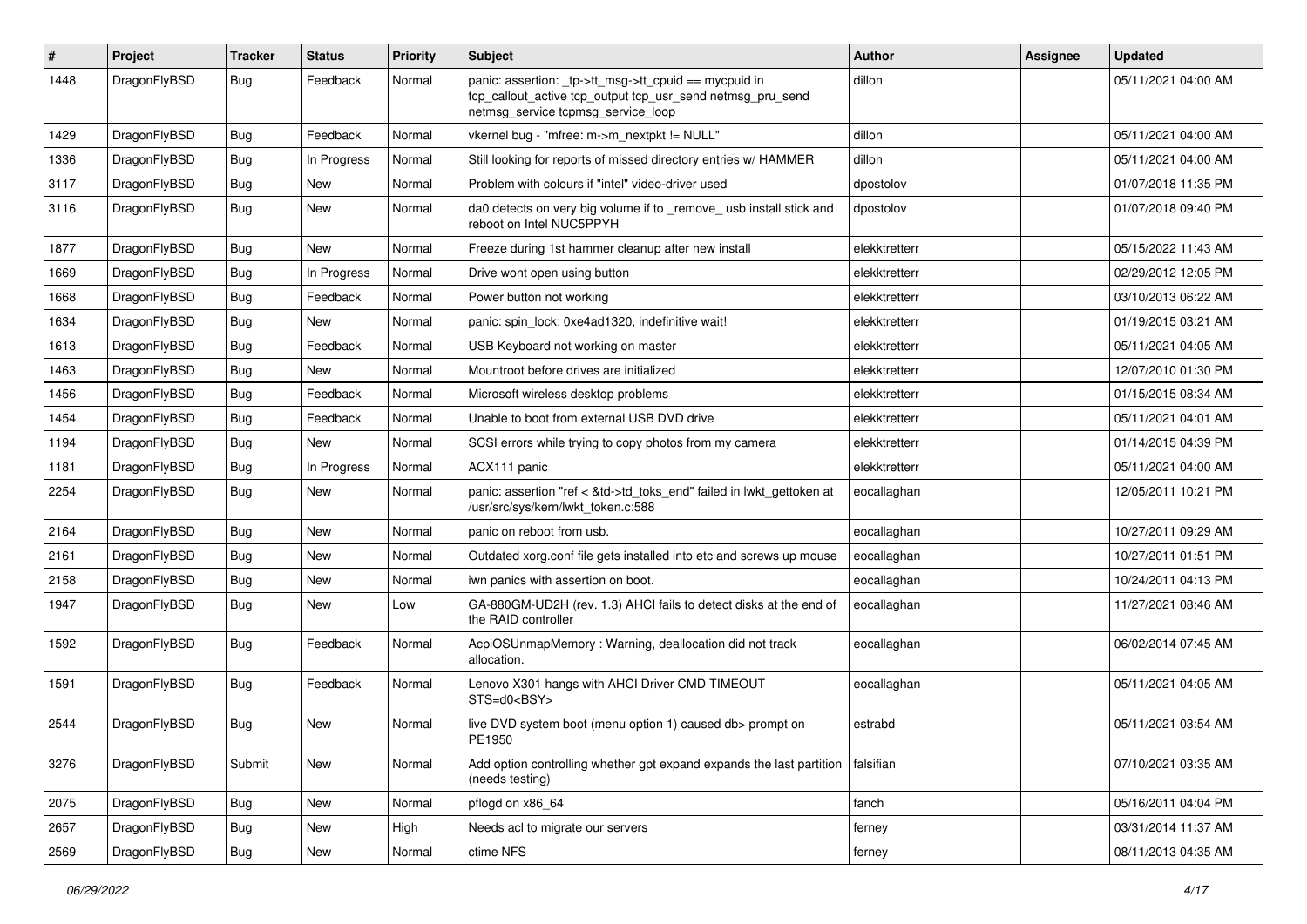| # | Project | Tracker | Status | Priority | Subject | Author | Assignee | Updated |
|---|---|---|---|---|---|---|---|---|
| 1448 | DragonFlyBSD | Bug | Feedback | Normal | panic: assertion: _tp->tt_msg->tt_cpuid == mycpuid in tcp_callout_active tcp_output tcp_usr_send netmsg_pru_send netmsg_service tcpmsg_service_loop | dillon | | 05/11/2021 04:00 AM |
| 1429 | DragonFlyBSD | Bug | Feedback | Normal | vkernel bug - "mfree: m->m_nextpkt != NULL" | dillon | | 05/11/2021 04:00 AM |
| 1336 | DragonFlyBSD | Bug | In Progress | Normal | Still looking for reports of missed directory entries w/ HAMMER | dillon | | 05/11/2021 04:00 AM |
| 3117 | DragonFlyBSD | Bug | New | Normal | Problem with colours if "intel" video-driver used | dpostolov | | 01/07/2018 11:35 PM |
| 3116 | DragonFlyBSD | Bug | New | Normal | da0 detects on very big volume if to _remove_ usb install stick and reboot on Intel NUC5PPYH | dpostolov | | 01/07/2018 09:40 PM |
| 1877 | DragonFlyBSD | Bug | New | Normal | Freeze during 1st hammer cleanup after new install | elekktretterr | | 05/15/2022 11:43 AM |
| 1669 | DragonFlyBSD | Bug | In Progress | Normal | Drive wont open using button | elekktretterr | | 02/29/2012 12:05 PM |
| 1668 | DragonFlyBSD | Bug | Feedback | Normal | Power button not working | elekktretterr | | 03/10/2013 06:22 AM |
| 1634 | DragonFlyBSD | Bug | New | Normal | panic: spin_lock: 0xe4ad1320, indefinitive wait! | elekktretterr | | 01/19/2015 03:21 AM |
| 1613 | DragonFlyBSD | Bug | Feedback | Normal | USB Keyboard not working on master | elekktretterr | | 05/11/2021 04:05 AM |
| 1463 | DragonFlyBSD | Bug | New | Normal | Mountroot before drives are initialized | elekktretterr | | 12/07/2010 01:30 PM |
| 1456 | DragonFlyBSD | Bug | Feedback | Normal | Microsoft wireless desktop problems | elekktretterr | | 01/15/2015 08:34 AM |
| 1454 | DragonFlyBSD | Bug | Feedback | Normal | Unable to boot from external USB DVD drive | elekktretterr | | 05/11/2021 04:01 AM |
| 1194 | DragonFlyBSD | Bug | New | Normal | SCSI errors while trying to copy photos from my camera | elekktretterr | | 01/14/2015 04:39 PM |
| 1181 | DragonFlyBSD | Bug | In Progress | Normal | ACX111 panic | elekktretterr | | 05/11/2021 04:00 AM |
| 2254 | DragonFlyBSD | Bug | New | Normal | panic: assertion "ref < &td->td_toks_end" failed in lwkt_gettoken at /usr/src/sys/kern/lwkt_token.c:588 | eocallaghan | | 12/05/2011 10:21 PM |
| 2164 | DragonFlyBSD | Bug | New | Normal | panic on reboot from usb. | eocallaghan | | 10/27/2011 09:29 AM |
| 2161 | DragonFlyBSD | Bug | New | Normal | Outdated xorg.conf file gets installed into etc and screws up mouse | eocallaghan | | 10/27/2011 01:51 PM |
| 2158 | DragonFlyBSD | Bug | New | Normal | iwn panics with assertion on boot. | eocallaghan | | 10/24/2011 04:13 PM |
| 1947 | DragonFlyBSD | Bug | New | Low | GA-880GM-UD2H (rev. 1.3) AHCI fails to detect disks at the end of the RAID controller | eocallaghan | | 11/27/2021 08:46 AM |
| 1592 | DragonFlyBSD | Bug | Feedback | Normal | AcpiOSUnmapMemory : Warning, deallocation did not track allocation. | eocallaghan | | 06/02/2014 07:45 AM |
| 1591 | DragonFlyBSD | Bug | Feedback | Normal | Lenovo X301 hangs with AHCI Driver CMD TIMEOUT STS=d0<BSY> | eocallaghan | | 05/11/2021 04:05 AM |
| 2544 | DragonFlyBSD | Bug | New | Normal | live DVD system boot (menu option 1) caused db> prompt on PE1950 | estrabd | | 05/11/2021 03:54 AM |
| 3276 | DragonFlyBSD | Submit | New | Normal | Add option controlling whether gpt expand expands the last partition (needs testing) | falsifian | | 07/10/2021 03:35 AM |
| 2075 | DragonFlyBSD | Bug | New | Normal | pflogd on x86_64 | fanch | | 05/16/2011 04:04 PM |
| 2657 | DragonFlyBSD | Bug | New | High | Needs acl to migrate our servers | ferney | | 03/31/2014 11:37 AM |
| 2569 | DragonFlyBSD | Bug | New | Normal | ctime NFS | ferney | | 08/11/2013 04:35 AM |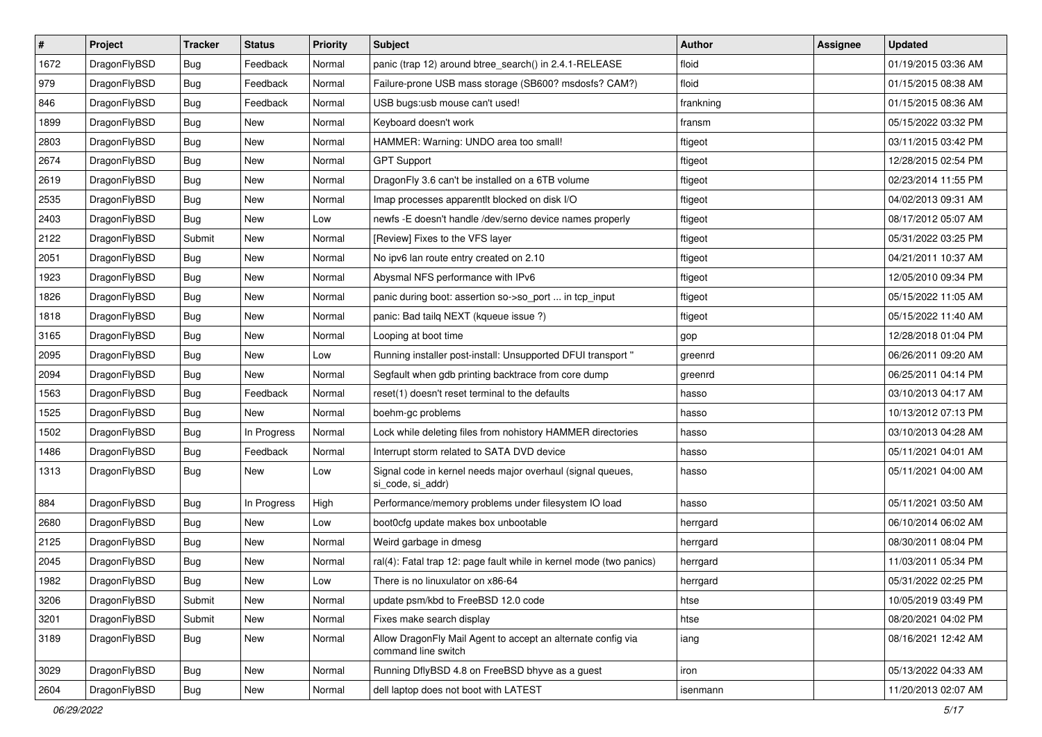| # | Project | Tracker | Status | Priority | Subject | Author | Assignee | Updated |
|---|---|---|---|---|---|---|---|---|
| 1672 | DragonFlyBSD | Bug | Feedback | Normal | panic (trap 12) around btree_search() in 2.4.1-RELEASE | floid | | 01/19/2015 03:36 AM |
| 979 | DragonFlyBSD | Bug | Feedback | Normal | Failure-prone USB mass storage (SB600? msdosfs? CAM?) | floid | | 01/15/2015 08:38 AM |
| 846 | DragonFlyBSD | Bug | Feedback | Normal | USB bugs:usb mouse can't used! | frankning | | 01/15/2015 08:36 AM |
| 1899 | DragonFlyBSD | Bug | New | Normal | Keyboard doesn't work | fransm | | 05/15/2022 03:32 PM |
| 2803 | DragonFlyBSD | Bug | New | Normal | HAMMER: Warning: UNDO area too small! | ftigeot | | 03/11/2015 03:42 PM |
| 2674 | DragonFlyBSD | Bug | New | Normal | GPT Support | ftigeot | | 12/28/2015 02:54 PM |
| 2619 | DragonFlyBSD | Bug | New | Normal | DragonFly 3.6 can't be installed on a 6TB volume | ftigeot | | 02/23/2014 11:55 PM |
| 2535 | DragonFlyBSD | Bug | New | Normal | Imap processes apparentlt blocked on disk I/O | ftigeot | | 04/02/2013 09:31 AM |
| 2403 | DragonFlyBSD | Bug | New | Low | newfs -E doesn't handle /dev/serno device names properly | ftigeot | | 08/17/2012 05:07 AM |
| 2122 | DragonFlyBSD | Submit | New | Normal | [Review] Fixes to the VFS layer | ftigeot | | 05/31/2022 03:25 PM |
| 2051 | DragonFlyBSD | Bug | New | Normal | No ipv6 lan route entry created on 2.10 | ftigeot | | 04/21/2011 10:37 AM |
| 1923 | DragonFlyBSD | Bug | New | Normal | Abysmal NFS performance with IPv6 | ftigeot | | 12/05/2010 09:34 PM |
| 1826 | DragonFlyBSD | Bug | New | Normal | panic during boot: assertion so->so_port ... in tcp_input | ftigeot | | 05/15/2022 11:05 AM |
| 1818 | DragonFlyBSD | Bug | New | Normal | panic: Bad tailq NEXT (kqueue issue ?) | ftigeot | | 05/15/2022 11:40 AM |
| 3165 | DragonFlyBSD | Bug | New | Normal | Looping at boot time | gop | | 12/28/2018 01:04 PM |
| 2095 | DragonFlyBSD | Bug | New | Low | Running installer post-install: Unsupported DFUI transport " | greenrd | | 06/26/2011 09:20 AM |
| 2094 | DragonFlyBSD | Bug | New | Normal | Segfault when gdb printing backtrace from core dump | greenrd | | 06/25/2011 04:14 PM |
| 1563 | DragonFlyBSD | Bug | Feedback | Normal | reset(1) doesn't reset terminal to the defaults | hasso | | 03/10/2013 04:17 AM |
| 1525 | DragonFlyBSD | Bug | New | Normal | boehm-gc problems | hasso | | 10/13/2012 07:13 PM |
| 1502 | DragonFlyBSD | Bug | In Progress | Normal | Lock while deleting files from nohistory HAMMER directories | hasso | | 03/10/2013 04:28 AM |
| 1486 | DragonFlyBSD | Bug | Feedback | Normal | Interrupt storm related to SATA DVD device | hasso | | 05/11/2021 04:01 AM |
| 1313 | DragonFlyBSD | Bug | New | Low | Signal code in kernel needs major overhaul (signal queues, si_code, si_addr) | hasso | | 05/11/2021 04:00 AM |
| 884 | DragonFlyBSD | Bug | In Progress | High | Performance/memory problems under filesystem IO load | hasso | | 05/11/2021 03:50 AM |
| 2680 | DragonFlyBSD | Bug | New | Low | boot0cfg update makes box unbootable | herrgard | | 06/10/2014 06:02 AM |
| 2125 | DragonFlyBSD | Bug | New | Normal | Weird garbage in dmesg | herrgard | | 08/30/2011 08:04 PM |
| 2045 | DragonFlyBSD | Bug | New | Normal | ral(4): Fatal trap 12: page fault while in kernel mode (two panics) | herrgard | | 11/03/2011 05:34 PM |
| 1982 | DragonFlyBSD | Bug | New | Low | There is no linuxulator on x86-64 | herrgard | | 05/31/2022 02:25 PM |
| 3206 | DragonFlyBSD | Submit | New | Normal | update psm/kbd to FreeBSD 12.0 code | htse | | 10/05/2019 03:49 PM |
| 3201 | DragonFlyBSD | Submit | New | Normal | Fixes make search display | htse | | 08/20/2021 04:02 PM |
| 3189 | DragonFlyBSD | Bug | New | Normal | Allow DragonFly Mail Agent to accept an alternate config via command line switch | iang | | 08/16/2021 12:42 AM |
| 3029 | DragonFlyBSD | Bug | New | Normal | Running DflyBSD 4.8 on FreeBSD bhyve as a guest | iron | | 05/13/2022 04:33 AM |
| 2604 | DragonFlyBSD | Bug | New | Normal | dell laptop does not boot with LATEST | isenmann | | 11/20/2013 02:07 AM |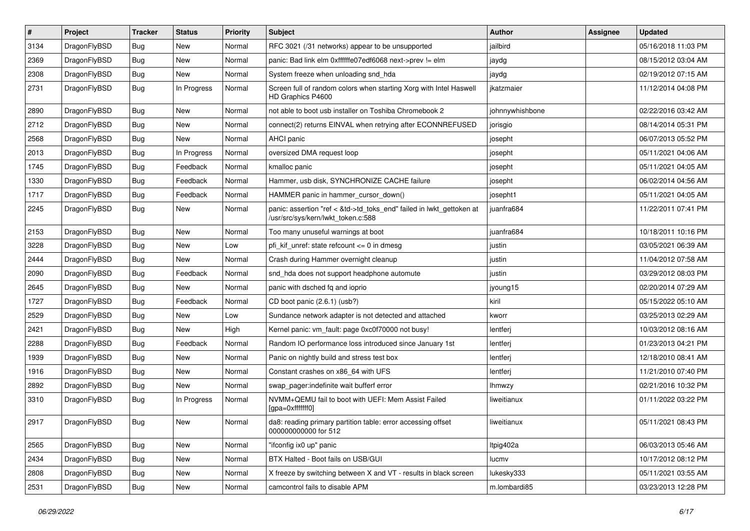| # | Project | Tracker | Status | Priority | Subject | Author | Assignee | Updated |
|---|---|---|---|---|---|---|---|---|
| 3134 | DragonFlyBSD | Bug | New | Normal | RFC 3021 (/31 networks) appear to be unsupported | jailbird | | 05/16/2018 11:03 PM |
| 2369 | DragonFlyBSD | Bug | New | Normal | panic: Bad link elm 0xffffffe07edf6068 next->prev != elm | jaydg | | 08/15/2012 03:04 AM |
| 2308 | DragonFlyBSD | Bug | New | Normal | System freeze when unloading snd_hda | jaydg | | 02/19/2012 07:15 AM |
| 2731 | DragonFlyBSD | Bug | In Progress | Normal | Screen full of random colors when starting Xorg with Intel Haswell HD Graphics P4600 | jkatzmaier | | 11/12/2014 04:08 PM |
| 2890 | DragonFlyBSD | Bug | New | Normal | not able to boot usb installer on Toshiba Chromebook 2 | johnnywhishbone | | 02/22/2016 03:42 AM |
| 2712 | DragonFlyBSD | Bug | New | Normal | connect(2) returns EINVAL when retrying after ECONNREFUSED | jorisgio | | 08/14/2014 05:31 PM |
| 2568 | DragonFlyBSD | Bug | New | Normal | AHCI panic | josepht | | 06/07/2013 05:52 PM |
| 2013 | DragonFlyBSD | Bug | In Progress | Normal | oversized DMA request loop | josepht | | 05/11/2021 04:06 AM |
| 1745 | DragonFlyBSD | Bug | Feedback | Normal | kmalloc panic | josepht | | 05/11/2021 04:05 AM |
| 1330 | DragonFlyBSD | Bug | Feedback | Normal | Hammer, usb disk, SYNCHRONIZE CACHE failure | josepht | | 06/02/2014 04:56 AM |
| 1717 | DragonFlyBSD | Bug | Feedback | Normal | HAMMER panic in hammer_cursor_down() | josepht1 | | 05/11/2021 04:05 AM |
| 2245 | DragonFlyBSD | Bug | New | Normal | panic: assertion "ref < &td->td_toks_end" failed in lwkt_gettoken at /usr/src/sys/kern/lwkt_token.c:588 | juanfra684 | | 11/22/2011 07:41 PM |
| 2153 | DragonFlyBSD | Bug | New | Normal | Too many unuseful warnings at boot | juanfra684 | | 10/18/2011 10:16 PM |
| 3228 | DragonFlyBSD | Bug | New | Low | pfi_kif_unref: state refcount <= 0 in dmesg | justin | | 03/05/2021 06:39 AM |
| 2444 | DragonFlyBSD | Bug | New | Normal | Crash during Hammer overnight cleanup | justin | | 11/04/2012 07:58 AM |
| 2090 | DragonFlyBSD | Bug | Feedback | Normal | snd_hda does not support headphone automute | justin | | 03/29/2012 08:03 PM |
| 2645 | DragonFlyBSD | Bug | New | Normal | panic with dsched fq and ioprio | jyoung15 | | 02/20/2014 07:29 AM |
| 1727 | DragonFlyBSD | Bug | Feedback | Normal | CD boot panic (2.6.1) (usb?) | kiril | | 05/15/2022 05:10 AM |
| 2529 | DragonFlyBSD | Bug | New | Low | Sundance network adapter is not detected and attached | kworr | | 03/25/2013 02:29 AM |
| 2421 | DragonFlyBSD | Bug | New | High | Kernel panic: vm_fault: page 0xc0f70000 not busy! | lentferj | | 10/03/2012 08:16 AM |
| 2288 | DragonFlyBSD | Bug | Feedback | Normal | Random IO performance loss introduced since January 1st | lentferj | | 01/23/2013 04:21 PM |
| 1939 | DragonFlyBSD | Bug | New | Normal | Panic on nightly build and stress test box | lentferj | | 12/18/2010 08:41 AM |
| 1916 | DragonFlyBSD | Bug | New | Normal | Constant crashes on x86_64 with UFS | lentferj | | 11/21/2010 07:40 PM |
| 2892 | DragonFlyBSD | Bug | New | Normal | swap_pager:indefinite wait bufferf error | lhmwzy | | 02/21/2016 10:32 PM |
| 3310 | DragonFlyBSD | Bug | In Progress | Normal | NVMM+QEMU fail to boot with UEFI: Mem Assist Failed [gpa=0xfffffff0] | liweitianux | | 01/11/2022 03:22 PM |
| 2917 | DragonFlyBSD | Bug | New | Normal | da8: reading primary partition table: error accessing offset 000000000000 for 512 | liweitianux | | 05/11/2021 08:43 PM |
| 2565 | DragonFlyBSD | Bug | New | Normal | "ifconfig ix0 up" panic | ltpig402a | | 06/03/2013 05:46 AM |
| 2434 | DragonFlyBSD | Bug | New | Normal | BTX Halted - Boot fails on USB/GUI | lucmv | | 10/17/2012 08:12 PM |
| 2808 | DragonFlyBSD | Bug | New | Normal | X freeze by switching between X and VT - results in black screen | lukesky333 | | 05/11/2021 03:55 AM |
| 2531 | DragonFlyBSD | Bug | New | Normal | camcontrol fails to disable APM | m.lombardi85 | | 03/23/2013 12:28 PM |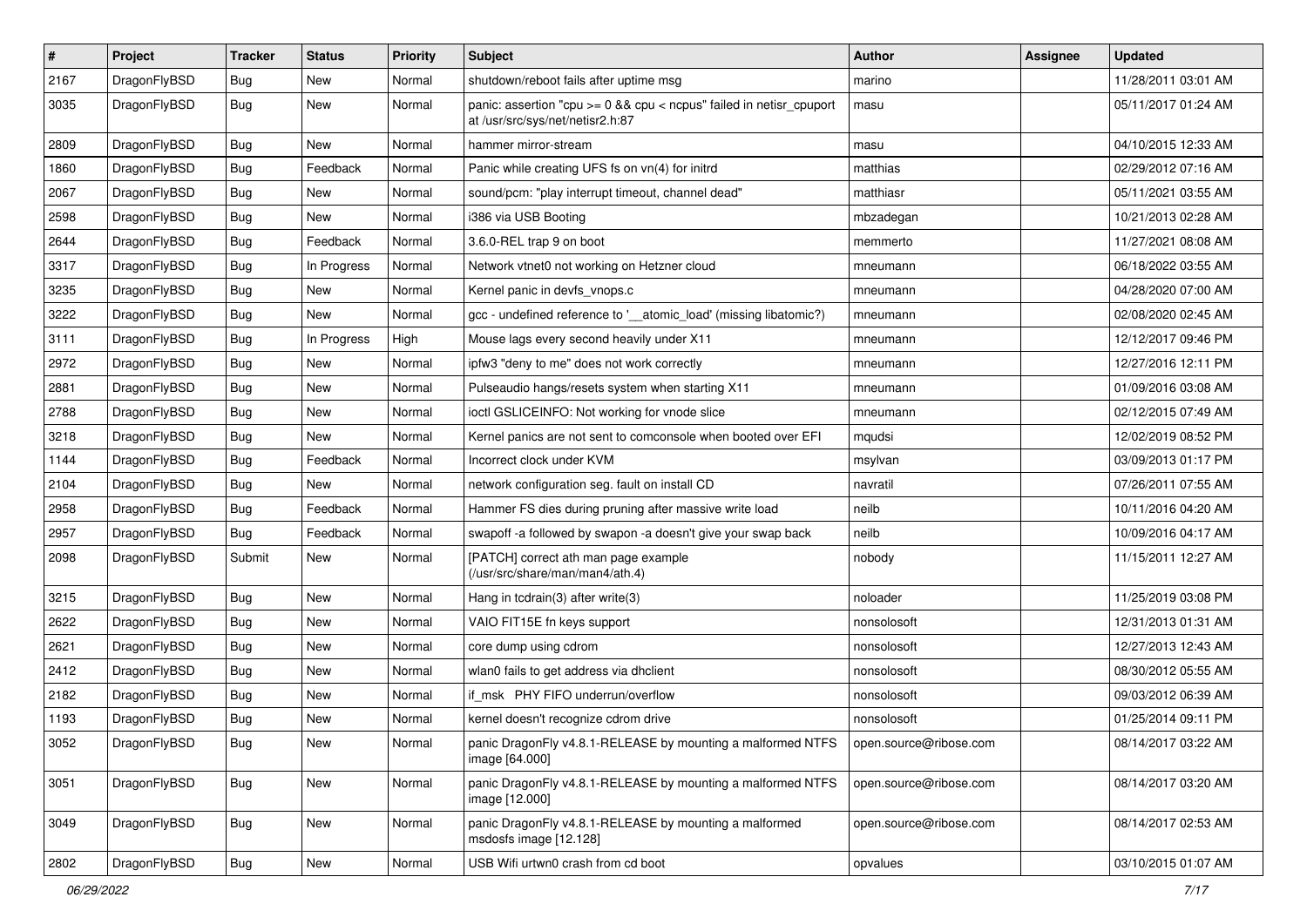| # | Project | Tracker | Status | Priority | Subject | Author | Assignee | Updated |
|---|---|---|---|---|---|---|---|---|
| 2167 | DragonFlyBSD | Bug | New | Normal | shutdown/reboot fails after uptime msg | marino | | 11/28/2011 03:01 AM |
| 3035 | DragonFlyBSD | Bug | New | Normal | panic: assertion "cpu >= 0 && cpu < ncpus" failed in netisr_cpuport at /usr/src/sys/net/netisr2.h:87 | masu | | 05/11/2017 01:24 AM |
| 2809 | DragonFlyBSD | Bug | New | Normal | hammer mirror-stream | masu | | 04/10/2015 12:33 AM |
| 1860 | DragonFlyBSD | Bug | Feedback | Normal | Panic while creating UFS fs on vn(4) for initrd | matthias | | 02/29/2012 07:16 AM |
| 2067 | DragonFlyBSD | Bug | New | Normal | sound/pcm: "play interrupt timeout, channel dead" | matthiasr | | 05/11/2021 03:55 AM |
| 2598 | DragonFlyBSD | Bug | New | Normal | i386 via USB Booting | mbzadegan | | 10/21/2013 02:28 AM |
| 2644 | DragonFlyBSD | Bug | Feedback | Normal | 3.6.0-REL trap 9 on boot | memmerto | | 11/27/2021 08:08 AM |
| 3317 | DragonFlyBSD | Bug | In Progress | Normal | Network vtnet0 not working on Hetzner cloud | mneumann | | 06/18/2022 03:55 AM |
| 3235 | DragonFlyBSD | Bug | New | Normal | Kernel panic in devfs_vnops.c | mneumann | | 04/28/2020 07:00 AM |
| 3222 | DragonFlyBSD | Bug | New | Normal | gcc - undefined reference to '__atomic_load' (missing libatomic?) | mneumann | | 02/08/2020 02:45 AM |
| 3111 | DragonFlyBSD | Bug | In Progress | High | Mouse lags every second heavily under X11 | mneumann | | 12/12/2017 09:46 PM |
| 2972 | DragonFlyBSD | Bug | New | Normal | ipfw3 "deny to me" does not work correctly | mneumann | | 12/27/2016 12:11 PM |
| 2881 | DragonFlyBSD | Bug | New | Normal | Pulseaudio hangs/resets system when starting X11 | mneumann | | 01/09/2016 03:08 AM |
| 2788 | DragonFlyBSD | Bug | New | Normal | ioctl GSLICEINFO: Not working for vnode slice | mneumann | | 02/12/2015 07:49 AM |
| 3218 | DragonFlyBSD | Bug | New | Normal | Kernel panics are not sent to comconsole when booted over EFI | mqudsi | | 12/02/2019 08:52 PM |
| 1144 | DragonFlyBSD | Bug | Feedback | Normal | Incorrect clock under KVM | msylvan | | 03/09/2013 01:17 PM |
| 2104 | DragonFlyBSD | Bug | New | Normal | network configuration seg. fault on install CD | navratil | | 07/26/2011 07:55 AM |
| 2958 | DragonFlyBSD | Bug | Feedback | Normal | Hammer FS dies during pruning after massive write load | neilb | | 10/11/2016 04:20 AM |
| 2957 | DragonFlyBSD | Bug | Feedback | Normal | swapoff -a followed by swapon -a doesn't give your swap back | neilb | | 10/09/2016 04:17 AM |
| 2098 | DragonFlyBSD | Submit | New | Normal | [PATCH] correct ath man page example (/usr/src/share/man/man4/ath.4) | nobody | | 11/15/2011 12:27 AM |
| 3215 | DragonFlyBSD | Bug | New | Normal | Hang in tcdrain(3) after write(3) | noloader | | 11/25/2019 03:08 PM |
| 2622 | DragonFlyBSD | Bug | New | Normal | VAIO FIT15E fn keys support | nonsolosoft | | 12/31/2013 01:31 AM |
| 2621 | DragonFlyBSD | Bug | New | Normal | core dump using cdrom | nonsolosoft | | 12/27/2013 12:43 AM |
| 2412 | DragonFlyBSD | Bug | New | Normal | wlan0 fails to get address via dhclient | nonsolosoft | | 08/30/2012 05:55 AM |
| 2182 | DragonFlyBSD | Bug | New | Normal | if_msk PHY FIFO underrun/overflow | nonsolosoft | | 09/03/2012 06:39 AM |
| 1193 | DragonFlyBSD | Bug | New | Normal | kernel doesn't recognize cdrom drive | nonsolosoft | | 01/25/2014 09:11 PM |
| 3052 | DragonFlyBSD | Bug | New | Normal | panic DragonFly v4.8.1-RELEASE by mounting a malformed NTFS image [64.000] | open.source@ribose.com | | 08/14/2017 03:22 AM |
| 3051 | DragonFlyBSD | Bug | New | Normal | panic DragonFly v4.8.1-RELEASE by mounting a malformed NTFS image [12.000] | open.source@ribose.com | | 08/14/2017 03:20 AM |
| 3049 | DragonFlyBSD | Bug | New | Normal | panic DragonFly v4.8.1-RELEASE by mounting a malformed msdosfs image [12.128] | open.source@ribose.com | | 08/14/2017 02:53 AM |
| 2802 | DragonFlyBSD | Bug | New | Normal | USB Wifi urtwn0 crash from cd boot | opvalues | | 03/10/2015 01:07 AM |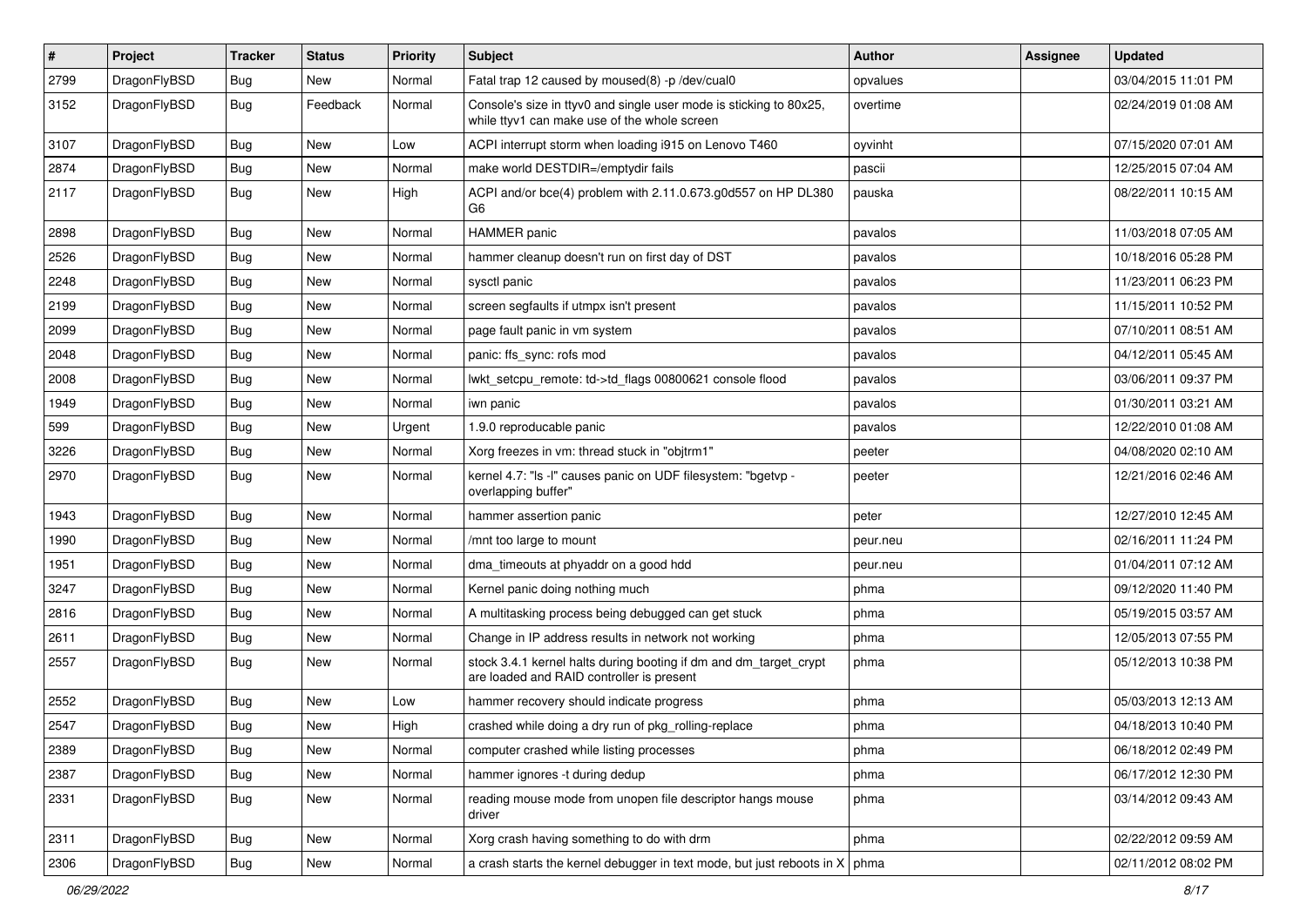| # | Project | Tracker | Status | Priority | Subject | Author | Assignee | Updated |
|---|---|---|---|---|---|---|---|---|
| 2799 | DragonFlyBSD | Bug | New | Normal | Fatal trap 12 caused by moused(8) -p /dev/cual0 | opvalues | | 03/04/2015 11:01 PM |
| 3152 | DragonFlyBSD | Bug | Feedback | Normal | Console's size in ttyv0 and single user mode is sticking to 80x25, while ttyv1 can make use of the whole screen | overtime | | 02/24/2019 01:08 AM |
| 3107 | DragonFlyBSD | Bug | New | Low | ACPI interrupt storm when loading i915 on Lenovo T460 | oyvinht | | 07/15/2020 07:01 AM |
| 2874 | DragonFlyBSD | Bug | New | Normal | make world DESTDIR=/emptydir fails | pascii | | 12/25/2015 07:04 AM |
| 2117 | DragonFlyBSD | Bug | New | High | ACPI and/or bce(4) problem with 2.11.0.673.g0d557 on HP DL380 G6 | pauska | | 08/22/2011 10:15 AM |
| 2898 | DragonFlyBSD | Bug | New | Normal | HAMMER panic | pavalos | | 11/03/2018 07:05 AM |
| 2526 | DragonFlyBSD | Bug | New | Normal | hammer cleanup doesn't run on first day of DST | pavalos | | 10/18/2016 05:28 PM |
| 2248 | DragonFlyBSD | Bug | New | Normal | sysctl panic | pavalos | | 11/23/2011 06:23 PM |
| 2199 | DragonFlyBSD | Bug | New | Normal | screen segfaults if utmpx isn't present | pavalos | | 11/15/2011 10:52 PM |
| 2099 | DragonFlyBSD | Bug | New | Normal | page fault panic in vm system | pavalos | | 07/10/2011 08:51 AM |
| 2048 | DragonFlyBSD | Bug | New | Normal | panic: ffs_sync: rofs mod | pavalos | | 04/12/2011 05:45 AM |
| 2008 | DragonFlyBSD | Bug | New | Normal | lwkt_setcpu_remote: td->td_flags 00800621 console flood | pavalos | | 03/06/2011 09:37 PM |
| 1949 | DragonFlyBSD | Bug | New | Normal | iwn panic | pavalos | | 01/30/2011 03:21 AM |
| 599 | DragonFlyBSD | Bug | New | Urgent | 1.9.0 reproducable panic | pavalos | | 12/22/2010 01:08 AM |
| 3226 | DragonFlyBSD | Bug | New | Normal | Xorg freezes in vm: thread stuck in "objtrm1" | peeter | | 04/08/2020 02:10 AM |
| 2970 | DragonFlyBSD | Bug | New | Normal | kernel 4.7: "ls -l" causes panic on UDF filesystem: "bgetvp - overlapping buffer" | peeter | | 12/21/2016 02:46 AM |
| 1943 | DragonFlyBSD | Bug | New | Normal | hammer assertion panic | peter | | 12/27/2010 12:45 AM |
| 1990 | DragonFlyBSD | Bug | New | Normal | /mnt too large to mount | peur.neu | | 02/16/2011 11:24 PM |
| 1951 | DragonFlyBSD | Bug | New | Normal | dma_timeouts at phyaddr on a good hdd | peur.neu | | 01/04/2011 07:12 AM |
| 3247 | DragonFlyBSD | Bug | New | Normal | Kernel panic doing nothing much | phma | | 09/12/2020 11:40 PM |
| 2816 | DragonFlyBSD | Bug | New | Normal | A multitasking process being debugged can get stuck | phma | | 05/19/2015 03:57 AM |
| 2611 | DragonFlyBSD | Bug | New | Normal | Change in IP address results in network not working | phma | | 12/05/2013 07:55 PM |
| 2557 | DragonFlyBSD | Bug | New | Normal | stock 3.4.1 kernel halts during booting if dm and dm_target_crypt are loaded and RAID controller is present | phma | | 05/12/2013 10:38 PM |
| 2552 | DragonFlyBSD | Bug | New | Low | hammer recovery should indicate progress | phma | | 05/03/2013 12:13 AM |
| 2547 | DragonFlyBSD | Bug | New | High | crashed while doing a dry run of pkg_rolling-replace | phma | | 04/18/2013 10:40 PM |
| 2389 | DragonFlyBSD | Bug | New | Normal | computer crashed while listing processes | phma | | 06/18/2012 02:49 PM |
| 2387 | DragonFlyBSD | Bug | New | Normal | hammer ignores -t during dedup | phma | | 06/17/2012 12:30 PM |
| 2331 | DragonFlyBSD | Bug | New | Normal | reading mouse mode from unopen file descriptor hangs mouse driver | phma | | 03/14/2012 09:43 AM |
| 2311 | DragonFlyBSD | Bug | New | Normal | Xorg crash having something to do with drm | phma | | 02/22/2012 09:59 AM |
| 2306 | DragonFlyBSD | Bug | New | Normal | a crash starts the kernel debugger in text mode, but just reboots in X | phma | | 02/11/2012 08:02 PM |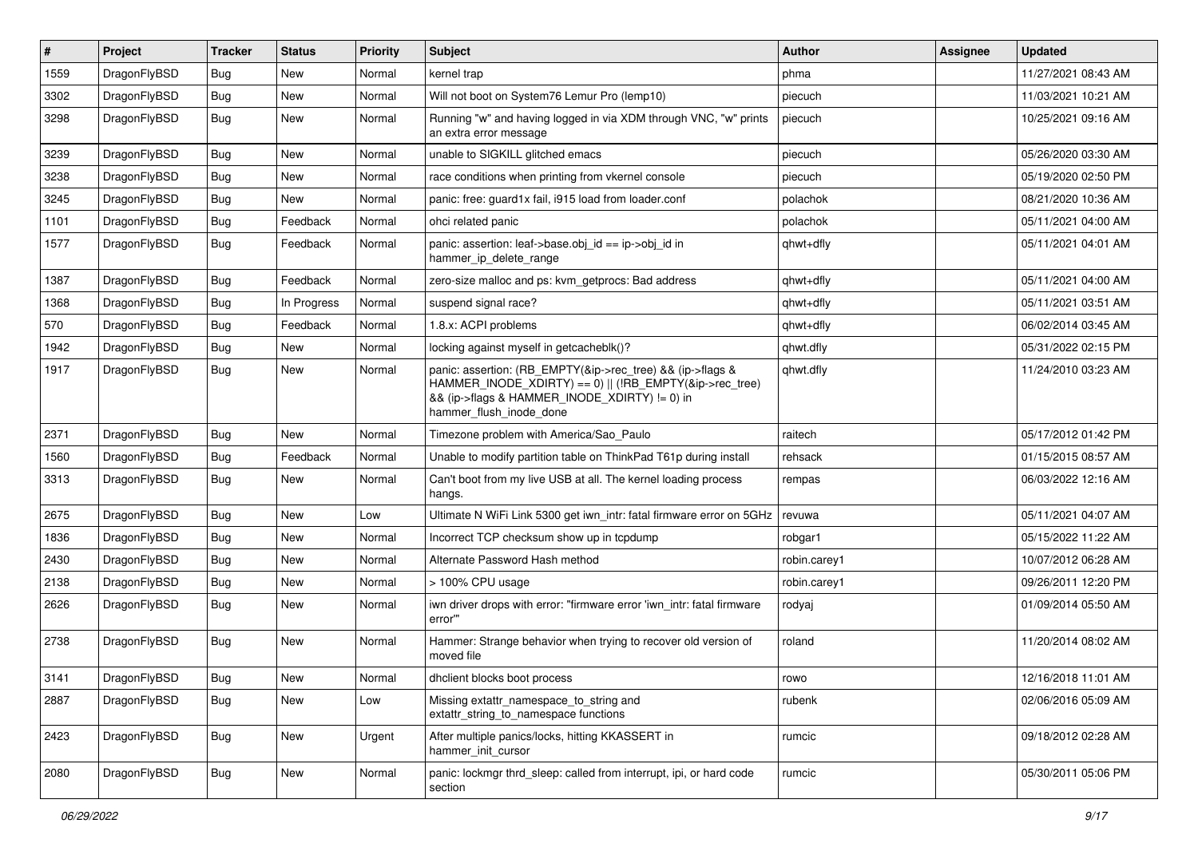| # | Project | Tracker | Status | Priority | Subject | Author | Assignee | Updated |
|---|---|---|---|---|---|---|---|---|
| 1559 | DragonFlyBSD | Bug | New | Normal | kernel trap | phma | | 11/27/2021 08:43 AM |
| 3302 | DragonFlyBSD | Bug | New | Normal | Will not boot on System76 Lemur Pro (lemp10) | piecuch | | 11/03/2021 10:21 AM |
| 3298 | DragonFlyBSD | Bug | New | Normal | Running "w" and having logged in via XDM through VNC, "w" prints an extra error message | piecuch | | 10/25/2021 09:16 AM |
| 3239 | DragonFlyBSD | Bug | New | Normal | unable to SIGKILL glitched emacs | piecuch | | 05/26/2020 03:30 AM |
| 3238 | DragonFlyBSD | Bug | New | Normal | race conditions when printing from vkernel console | piecuch | | 05/19/2020 02:50 PM |
| 3245 | DragonFlyBSD | Bug | New | Normal | panic: free: guard1x fail, i915 load from loader.conf | polachok | | 08/21/2020 10:36 AM |
| 1101 | DragonFlyBSD | Bug | Feedback | Normal | ohci related panic | polachok | | 05/11/2021 04:00 AM |
| 1577 | DragonFlyBSD | Bug | Feedback | Normal | panic: assertion: leaf->base.obj_id == ip->obj_id in hammer_ip_delete_range | qhwt+dfly | | 05/11/2021 04:01 AM |
| 1387 | DragonFlyBSD | Bug | Feedback | Normal | zero-size malloc and ps: kvm_getprocs: Bad address | qhwt+dfly | | 05/11/2021 04:00 AM |
| 1368 | DragonFlyBSD | Bug | In Progress | Normal | suspend signal race? | qhwt+dfly | | 05/11/2021 03:51 AM |
| 570 | DragonFlyBSD | Bug | Feedback | Normal | 1.8.x: ACPI problems | qhwt+dfly | | 06/02/2014 03:45 AM |
| 1942 | DragonFlyBSD | Bug | New | Normal | locking against myself in getcacheblk()? | qhwt.dfly | | 05/31/2022 02:15 PM |
| 1917 | DragonFlyBSD | Bug | New | Normal | panic: assertion: (RB_EMPTY(&ip->rec_tree) && (ip->flags & HAMMER_INODE_XDIRTY) == 0) \|\| (!RB_EMPTY(&ip->rec_tree) && (ip->flags & HAMMER_INODE_XDIRTY) != 0) in hammer_flush_inode_done | qhwt.dfly | | 11/24/2010 03:23 AM |
| 2371 | DragonFlyBSD | Bug | New | Normal | Timezone problem with America/Sao_Paulo | raitech | | 05/17/2012 01:42 PM |
| 1560 | DragonFlyBSD | Bug | Feedback | Normal | Unable to modify partition table on ThinkPad T61p during install | rehsack | | 01/15/2015 08:57 AM |
| 3313 | DragonFlyBSD | Bug | New | Normal | Can't boot from my live USB at all. The kernel loading process hangs. | rempas | | 06/03/2022 12:16 AM |
| 2675 | DragonFlyBSD | Bug | New | Low | Ultimate N WiFi Link 5300 get iwn_intr: fatal firmware error on 5GHz | revuwa | | 05/11/2021 04:07 AM |
| 1836 | DragonFlyBSD | Bug | New | Normal | Incorrect TCP checksum show up in tcpdump | robgar1 | | 05/15/2022 11:22 AM |
| 2430 | DragonFlyBSD | Bug | New | Normal | Alternate Password Hash method | robin.carey1 | | 10/07/2012 06:28 AM |
| 2138 | DragonFlyBSD | Bug | New | Normal | > 100% CPU usage | robin.carey1 | | 09/26/2011 12:20 PM |
| 2626 | DragonFlyBSD | Bug | New | Normal | iwn driver drops with error: "firmware error 'iwn_intr: fatal firmware error'" | rodyaj | | 01/09/2014 05:50 AM |
| 2738 | DragonFlyBSD | Bug | New | Normal | Hammer: Strange behavior when trying to recover old version of moved file | roland | | 11/20/2014 08:02 AM |
| 3141 | DragonFlyBSD | Bug | New | Normal | dhclient blocks boot process | rowo | | 12/16/2018 11:01 AM |
| 2887 | DragonFlyBSD | Bug | New | Low | Missing extattr_namespace_to_string and extattr_string_to_namespace functions | rubenk | | 02/06/2016 05:09 AM |
| 2423 | DragonFlyBSD | Bug | New | Urgent | After multiple panics/locks, hitting KKASSERT in hammer_init_cursor | rumcic | | 09/18/2012 02:28 AM |
| 2080 | DragonFlyBSD | Bug | New | Normal | panic: lockmgr thrd_sleep: called from interrupt, ipi, or hard code section | rumcic | | 05/30/2011 05:06 PM |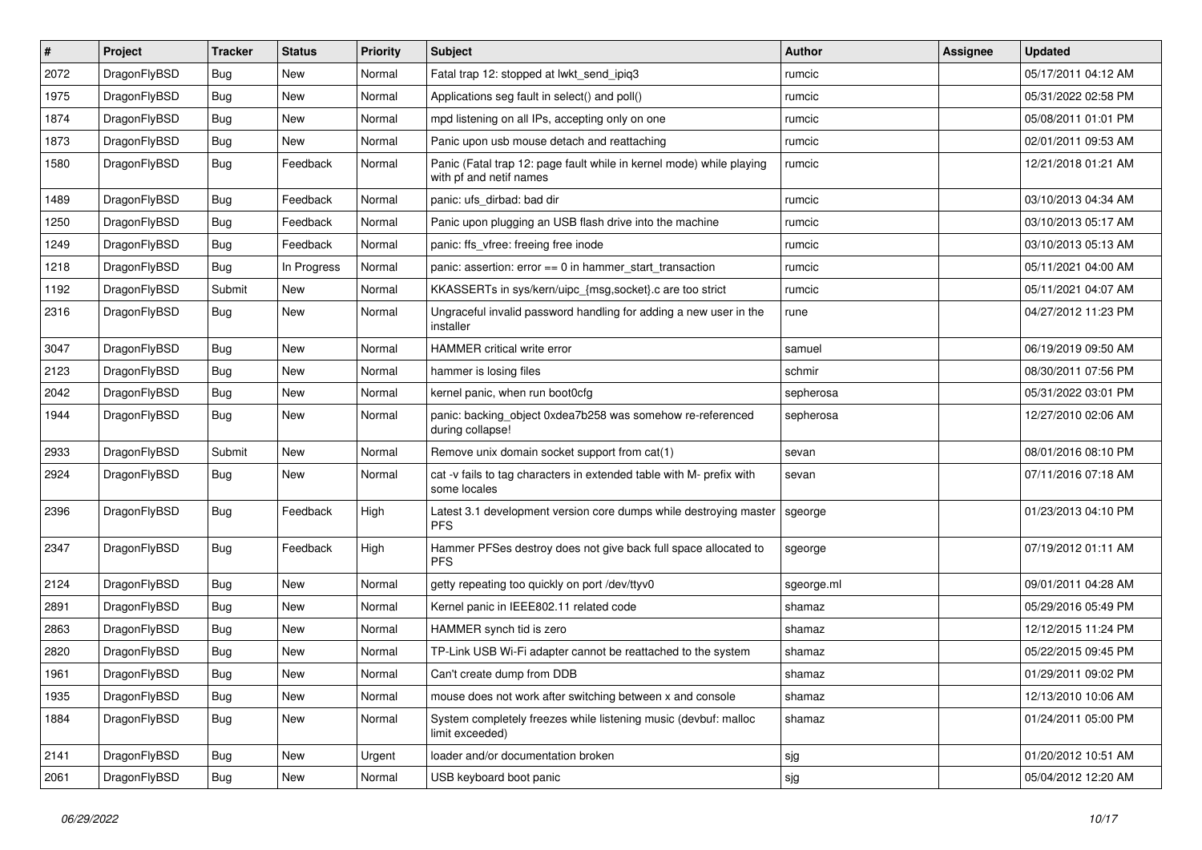| # | Project | Tracker | Status | Priority | Subject | Author | Assignee | Updated |
| --- | --- | --- | --- | --- | --- | --- | --- | --- |
| 2072 | DragonFlyBSD | Bug | New | Normal | Fatal trap 12: stopped at lwkt_send_ipiq3 | rumcic | | 05/17/2011 04:12 AM |
| 1975 | DragonFlyBSD | Bug | New | Normal | Applications seg fault in select() and poll() | rumcic | | 05/31/2022 02:58 PM |
| 1874 | DragonFlyBSD | Bug | New | Normal | mpd listening on all IPs, accepting only on one | rumcic | | 05/08/2011 01:01 PM |
| 1873 | DragonFlyBSD | Bug | New | Normal | Panic upon usb mouse detach and reattaching | rumcic | | 02/01/2011 09:53 AM |
| 1580 | DragonFlyBSD | Bug | Feedback | Normal | Panic (Fatal trap 12: page fault while in kernel mode) while playing with pf and netif names | rumcic | | 12/21/2018 01:21 AM |
| 1489 | DragonFlyBSD | Bug | Feedback | Normal | panic: ufs_dirbad: bad dir | rumcic | | 03/10/2013 04:34 AM |
| 1250 | DragonFlyBSD | Bug | Feedback | Normal | Panic upon plugging an USB flash drive into the machine | rumcic | | 03/10/2013 05:17 AM |
| 1249 | DragonFlyBSD | Bug | Feedback | Normal | panic: ffs_vfree: freeing free inode | rumcic | | 03/10/2013 05:13 AM |
| 1218 | DragonFlyBSD | Bug | In Progress | Normal | panic: assertion: error == 0 in hammer_start_transaction | rumcic | | 05/11/2021 04:00 AM |
| 1192 | DragonFlyBSD | Submit | New | Normal | KKASSERTs in sys/kern/uipc_{msg,socket}.c are too strict | rumcic | | 05/11/2021 04:07 AM |
| 2316 | DragonFlyBSD | Bug | New | Normal | Ungraceful invalid password handling for adding a new user in the installer | rune | | 04/27/2012 11:23 PM |
| 3047 | DragonFlyBSD | Bug | New | Normal | HAMMER critical write error | samuel | | 06/19/2019 09:50 AM |
| 2123 | DragonFlyBSD | Bug | New | Normal | hammer is losing files | schmir | | 08/30/2011 07:56 PM |
| 2042 | DragonFlyBSD | Bug | New | Normal | kernel panic, when run boot0cfg | sepherosa | | 05/31/2022 03:01 PM |
| 1944 | DragonFlyBSD | Bug | New | Normal | panic: backing_object 0xdea7b258 was somehow re-referenced during collapse! | sepherosa | | 12/27/2010 02:06 AM |
| 2933 | DragonFlyBSD | Submit | New | Normal | Remove unix domain socket support from cat(1) | sevan | | 08/01/2016 08:10 PM |
| 2924 | DragonFlyBSD | Bug | New | Normal | cat -v fails to tag characters in extended table with M- prefix with some locales | sevan | | 07/11/2016 07:18 AM |
| 2396 | DragonFlyBSD | Bug | Feedback | High | Latest 3.1 development version core dumps while destroying master PFS | sgeorge | | 01/23/2013 04:10 PM |
| 2347 | DragonFlyBSD | Bug | Feedback | High | Hammer PFSes destroy does not give back full space allocated to PFS | sgeorge | | 07/19/2012 01:11 AM |
| 2124 | DragonFlyBSD | Bug | New | Normal | getty repeating too quickly on port /dev/ttyv0 | sgeorge.ml | | 09/01/2011 04:28 AM |
| 2891 | DragonFlyBSD | Bug | New | Normal | Kernel panic in IEEE802.11 related code | shamaz | | 05/29/2016 05:49 PM |
| 2863 | DragonFlyBSD | Bug | New | Normal | HAMMER synch tid is zero | shamaz | | 12/12/2015 11:24 PM |
| 2820 | DragonFlyBSD | Bug | New | Normal | TP-Link USB Wi-Fi adapter cannot be reattached to the system | shamaz | | 05/22/2015 09:45 PM |
| 1961 | DragonFlyBSD | Bug | New | Normal | Can't create dump from DDB | shamaz | | 01/29/2011 09:02 PM |
| 1935 | DragonFlyBSD | Bug | New | Normal | mouse does not work after switching between x and console | shamaz | | 12/13/2010 10:06 AM |
| 1884 | DragonFlyBSD | Bug | New | Normal | System completely freezes while listening music (devbuf: malloc limit exceeded) | shamaz | | 01/24/2011 05:00 PM |
| 2141 | DragonFlyBSD | Bug | New | Urgent | loader and/or documentation broken | sjg | | 01/20/2012 10:51 AM |
| 2061 | DragonFlyBSD | Bug | New | Normal | USB keyboard boot panic | sjg | | 05/04/2012 12:20 AM |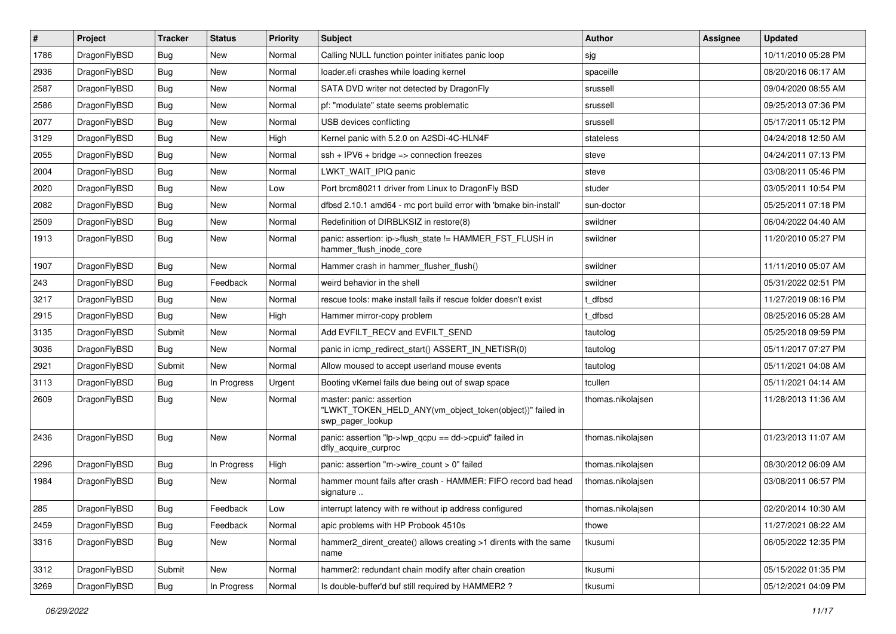| # | Project | Tracker | Status | Priority | Subject | Author | Assignee | Updated |
|---|---|---|---|---|---|---|---|---|
| 1786 | DragonFlyBSD | Bug | New | Normal | Calling NULL function pointer initiates panic loop | sjg | | 10/11/2010 05:28 PM |
| 2936 | DragonFlyBSD | Bug | New | Normal | loader.efi crashes while loading kernel | spaceille | | 08/20/2016 06:17 AM |
| 2587 | DragonFlyBSD | Bug | New | Normal | SATA DVD writer not detected by DragonFly | srussell | | 09/04/2020 08:55 AM |
| 2586 | DragonFlyBSD | Bug | New | Normal | pf: "modulate" state seems problematic | srussell | | 09/25/2013 07:36 PM |
| 2077 | DragonFlyBSD | Bug | New | Normal | USB devices conflicting | srussell | | 05/17/2011 05:12 PM |
| 3129 | DragonFlyBSD | Bug | New | High | Kernel panic with 5.2.0 on A2SDi-4C-HLN4F | stateless | | 04/24/2018 12:50 AM |
| 2055 | DragonFlyBSD | Bug | New | Normal | ssh + IPV6 + bridge => connection freezes | steve | | 04/24/2011 07:13 PM |
| 2004 | DragonFlyBSD | Bug | New | Normal | LWKT_WAIT_IPIQ panic | steve | | 03/08/2011 05:46 PM |
| 2020 | DragonFlyBSD | Bug | New | Low | Port brcm80211 driver from Linux to DragonFly BSD | studer | | 03/05/2011 10:54 PM |
| 2082 | DragonFlyBSD | Bug | New | Normal | dfbsd 2.10.1 amd64 - mc port build error with 'bmake bin-install' | sun-doctor | | 05/25/2011 07:18 PM |
| 2509 | DragonFlyBSD | Bug | New | Normal | Redefinition of DIRBLKSIZ in restore(8) | swildner | | 06/04/2022 04:40 AM |
| 1913 | DragonFlyBSD | Bug | New | Normal | panic: assertion: ip->flush_state != HAMMER_FST_FLUSH in hammer_flush_inode_core | swildner | | 11/20/2010 05:27 PM |
| 1907 | DragonFlyBSD | Bug | New | Normal | Hammer crash in hammer_flusher_flush() | swildner | | 11/11/2010 05:07 AM |
| 243 | DragonFlyBSD | Bug | Feedback | Normal | weird behavior in the shell | swildner | | 05/31/2022 02:51 PM |
| 3217 | DragonFlyBSD | Bug | New | Normal | rescue tools: make install fails if rescue folder doesn't exist | t_dfbsd | | 11/27/2019 08:16 PM |
| 2915 | DragonFlyBSD | Bug | New | High | Hammer mirror-copy problem | t_dfbsd | | 08/25/2016 05:28 AM |
| 3135 | DragonFlyBSD | Submit | New | Normal | Add EVFILT_RECV and EVFILT_SEND | tautolog | | 05/25/2018 09:59 PM |
| 3036 | DragonFlyBSD | Bug | New | Normal | panic in icmp_redirect_start() ASSERT_IN_NETISR(0) | tautolog | | 05/11/2017 07:27 PM |
| 2921 | DragonFlyBSD | Submit | New | Normal | Allow moused to accept userland mouse events | tautolog | | 05/11/2021 04:08 AM |
| 3113 | DragonFlyBSD | Bug | In Progress | Urgent | Booting vKernel fails due being out of swap space | tcullen | | 05/11/2021 04:14 AM |
| 2609 | DragonFlyBSD | Bug | New | Normal | master: panic: assertion "LWKT_TOKEN_HELD_ANY(vm_object_token(object))" failed in swp_pager_lookup | thomas.nikolajsen | | 11/28/2013 11:36 AM |
| 2436 | DragonFlyBSD | Bug | New | Normal | panic: assertion "lp->lwp_qcpu == dd->cpuid" failed in dfly_acquire_curproc | thomas.nikolajsen | | 01/23/2013 11:07 AM |
| 2296 | DragonFlyBSD | Bug | In Progress | High | panic: assertion "m->wire_count > 0" failed | thomas.nikolajsen | | 08/30/2012 06:09 AM |
| 1984 | DragonFlyBSD | Bug | New | Normal | hammer mount fails after crash - HAMMER: FIFO record bad head signature .. | thomas.nikolajsen | | 03/08/2011 06:57 PM |
| 285 | DragonFlyBSD | Bug | Feedback | Low | interrupt latency with re without ip address configured | thomas.nikolajsen | | 02/20/2014 10:30 AM |
| 2459 | DragonFlyBSD | Bug | Feedback | Normal | apic problems with HP Probook 4510s | thowe | | 11/27/2021 08:22 AM |
| 3316 | DragonFlyBSD | Bug | New | Normal | hammer2_dirent_create() allows creating >1 dirents with the same name | tkusumi | | 06/05/2022 12:35 PM |
| 3312 | DragonFlyBSD | Submit | New | Normal | hammer2: redundant chain modify after chain creation | tkusumi | | 05/15/2022 01:35 PM |
| 3269 | DragonFlyBSD | Bug | In Progress | Normal | Is double-buffer'd buf still required by HAMMER2 ? | tkusumi | | 05/12/2021 04:09 PM |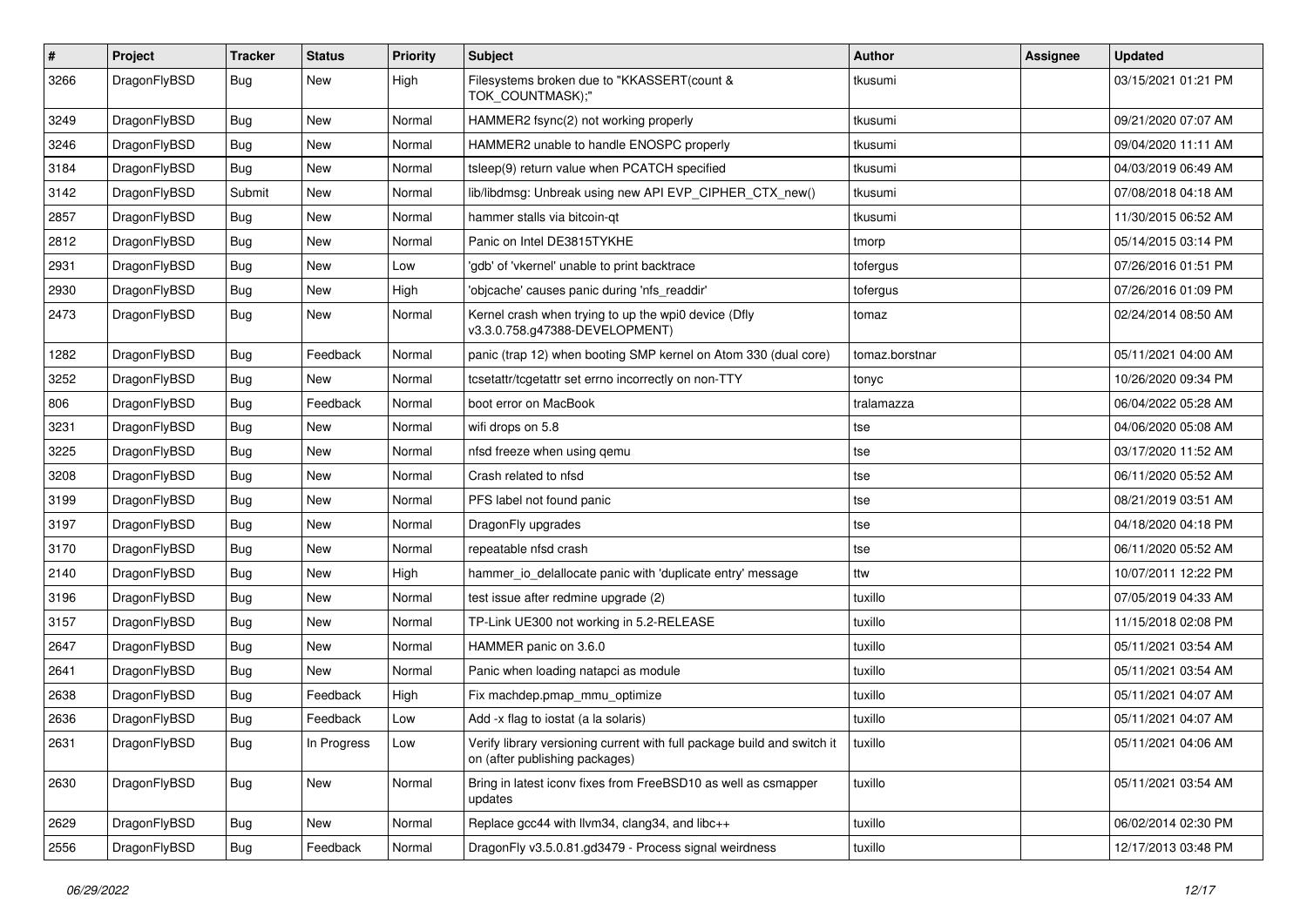| # | Project | Tracker | Status | Priority | Subject | Author | Assignee | Updated |
|---|---|---|---|---|---|---|---|---|
| 3266 | DragonFlyBSD | Bug | New | High | Filesystems broken due to "KKASSERT(count & TOK_COUNTMASK);" | tkusumi | | 03/15/2021 01:21 PM |
| 3249 | DragonFlyBSD | Bug | New | Normal | HAMMER2 fsync(2) not working properly | tkusumi | | 09/21/2020 07:07 AM |
| 3246 | DragonFlyBSD | Bug | New | Normal | HAMMER2 unable to handle ENOSPC properly | tkusumi | | 09/04/2020 11:11 AM |
| 3184 | DragonFlyBSD | Bug | New | Normal | tsleep(9) return value when PCATCH specified | tkusumi | | 04/03/2019 06:49 AM |
| 3142 | DragonFlyBSD | Submit | New | Normal | lib/libdmsg: Unbreak using new API EVP_CIPHER_CTX_new() | tkusumi | | 07/08/2018 04:18 AM |
| 2857 | DragonFlyBSD | Bug | New | Normal | hammer stalls via bitcoin-qt | tkusumi | | 11/30/2015 06:52 AM |
| 2812 | DragonFlyBSD | Bug | New | Normal | Panic on Intel DE3815TYKHE | tmorp | | 05/14/2015 03:14 PM |
| 2931 | DragonFlyBSD | Bug | New | Low | 'gdb' of 'vkernel' unable to print backtrace | tofergus | | 07/26/2016 01:51 PM |
| 2930 | DragonFlyBSD | Bug | New | High | 'objcache' causes panic during 'nfs_readdir' | tofergus | | 07/26/2016 01:09 PM |
| 2473 | DragonFlyBSD | Bug | New | Normal | Kernel crash when trying to up the wpi0 device (Dfly v3.3.0.758.g47388-DEVELOPMENT) | tomaz | | 02/24/2014 08:50 AM |
| 1282 | DragonFlyBSD | Bug | Feedback | Normal | panic (trap 12) when booting SMP kernel on Atom 330 (dual core) | tomaz.borstnar | | 05/11/2021 04:00 AM |
| 3252 | DragonFlyBSD | Bug | New | Normal | tcsetattr/tcgetattr set errno incorrectly on non-TTY | tonyc | | 10/26/2020 09:34 PM |
| 806 | DragonFlyBSD | Bug | Feedback | Normal | boot error on MacBook | tralamazza | | 06/04/2022 05:28 AM |
| 3231 | DragonFlyBSD | Bug | New | Normal | wifi drops on 5.8 | tse | | 04/06/2020 05:08 AM |
| 3225 | DragonFlyBSD | Bug | New | Normal | nfsd freeze when using qemu | tse | | 03/17/2020 11:52 AM |
| 3208 | DragonFlyBSD | Bug | New | Normal | Crash related to nfsd | tse | | 06/11/2020 05:52 AM |
| 3199 | DragonFlyBSD | Bug | New | Normal | PFS label not found panic | tse | | 08/21/2019 03:51 AM |
| 3197 | DragonFlyBSD | Bug | New | Normal | DragonFly upgrades | tse | | 04/18/2020 04:18 PM |
| 3170 | DragonFlyBSD | Bug | New | Normal | repeatable nfsd crash | tse | | 06/11/2020 05:52 AM |
| 2140 | DragonFlyBSD | Bug | New | High | hammer_io_delallocate panic with 'duplicate entry' message | ttw | | 10/07/2011 12:22 PM |
| 3196 | DragonFlyBSD | Bug | New | Normal | test issue after redmine upgrade (2) | tuxillo | | 07/05/2019 04:33 AM |
| 3157 | DragonFlyBSD | Bug | New | Normal | TP-Link UE300 not working in 5.2-RELEASE | tuxillo | | 11/15/2018 02:08 PM |
| 2647 | DragonFlyBSD | Bug | New | Normal | HAMMER panic on 3.6.0 | tuxillo | | 05/11/2021 03:54 AM |
| 2641 | DragonFlyBSD | Bug | New | Normal | Panic when loading natapci as module | tuxillo | | 05/11/2021 03:54 AM |
| 2638 | DragonFlyBSD | Bug | Feedback | High | Fix machdep.pmap_mmu_optimize | tuxillo | | 05/11/2021 04:07 AM |
| 2636 | DragonFlyBSD | Bug | Feedback | Low | Add -x flag to iostat (a la solaris) | tuxillo | | 05/11/2021 04:07 AM |
| 2631 | DragonFlyBSD | Bug | In Progress | Low | Verify library versioning current with full package build and switch it on (after publishing packages) | tuxillo | | 05/11/2021 04:06 AM |
| 2630 | DragonFlyBSD | Bug | New | Normal | Bring in latest iconv fixes from FreeBSD10 as well as csmapper updates | tuxillo | | 05/11/2021 03:54 AM |
| 2629 | DragonFlyBSD | Bug | New | Normal | Replace gcc44 with llvm34, clang34, and libc++ | tuxillo | | 06/02/2014 02:30 PM |
| 2556 | DragonFlyBSD | Bug | Feedback | Normal | DragonFly v3.5.0.81.gd3479 - Process signal weirdness | tuxillo | | 12/17/2013 03:48 PM |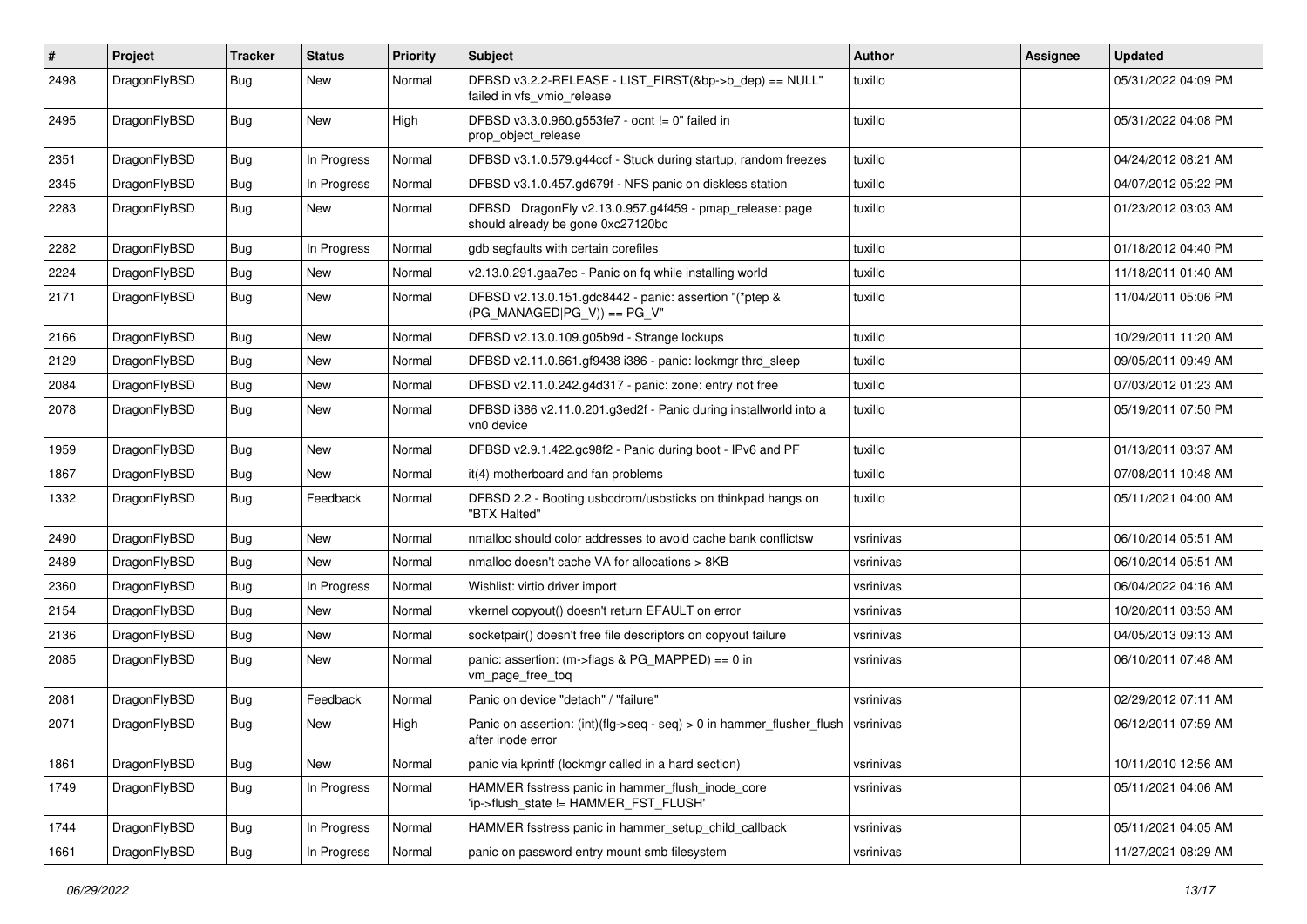| # | Project | Tracker | Status | Priority | Subject | Author | Assignee | Updated |
|---|---|---|---|---|---|---|---|---|
| 2498 | DragonFlyBSD | Bug | New | Normal | DFBSD v3.2.2-RELEASE - LIST_FIRST(&bp->b_dep) == NULL" failed in vfs_vmio_release | tuxillo | | 05/31/2022 04:09 PM |
| 2495 | DragonFlyBSD | Bug | New | High | DFBSD v3.3.0.960.g553fe7 - ocnt != 0" failed in prop_object_release | tuxillo | | 05/31/2022 04:08 PM |
| 2351 | DragonFlyBSD | Bug | In Progress | Normal | DFBSD v3.1.0.579.g44ccf - Stuck during startup, random freezes | tuxillo | | 04/24/2012 08:21 AM |
| 2345 | DragonFlyBSD | Bug | In Progress | Normal | DFBSD v3.1.0.457.gd679f - NFS panic on diskless station | tuxillo | | 04/07/2012 05:22 PM |
| 2283 | DragonFlyBSD | Bug | New | Normal | DFBSD DragonFly v2.13.0.957.g4f459 - pmap_release: page should already be gone 0xc27120bc | tuxillo | | 01/23/2012 03:03 AM |
| 2282 | DragonFlyBSD | Bug | In Progress | Normal | gdb segfaults with certain corefiles | tuxillo | | 01/18/2012 04:40 PM |
| 2224 | DragonFlyBSD | Bug | New | Normal | v2.13.0.291.gaa7ec - Panic on fq while installing world | tuxillo | | 11/18/2011 01:40 AM |
| 2171 | DragonFlyBSD | Bug | New | Normal | DFBSD v2.13.0.151.gdc8442 - panic: assertion "(*ptep & (PG_MANAGED\|PG_V)) == PG_V" | tuxillo | | 11/04/2011 05:06 PM |
| 2166 | DragonFlyBSD | Bug | New | Normal | DFBSD v2.13.0.109.g05b9d - Strange lockups | tuxillo | | 10/29/2011 11:20 AM |
| 2129 | DragonFlyBSD | Bug | New | Normal | DFBSD v2.11.0.661.gf9438 i386 - panic: lockmgr thrd_sleep | tuxillo | | 09/05/2011 09:49 AM |
| 2084 | DragonFlyBSD | Bug | New | Normal | DFBSD v2.11.0.242.g4d317 - panic: zone: entry not free | tuxillo | | 07/03/2012 01:23 AM |
| 2078 | DragonFlyBSD | Bug | New | Normal | DFBSD i386 v2.11.0.201.g3ed2f - Panic during installworld into a vn0 device | tuxillo | | 05/19/2011 07:50 PM |
| 1959 | DragonFlyBSD | Bug | New | Normal | DFBSD v2.9.1.422.gc98f2 - Panic during boot - IPv6 and PF | tuxillo | | 01/13/2011 03:37 AM |
| 1867 | DragonFlyBSD | Bug | New | Normal | it(4) motherboard and fan problems | tuxillo | | 07/08/2011 10:48 AM |
| 1332 | DragonFlyBSD | Bug | Feedback | Normal | DFBSD 2.2 - Booting usbcdrom/usbsticks on thinkpad hangs on "BTX Halted" | tuxillo | | 05/11/2021 04:00 AM |
| 2490 | DragonFlyBSD | Bug | New | Normal | nmalloc should color addresses to avoid cache bank conflictsw | vsrinivas | | 06/10/2014 05:51 AM |
| 2489 | DragonFlyBSD | Bug | New | Normal | nmalloc doesn't cache VA for allocations > 8KB | vsrinivas | | 06/10/2014 05:51 AM |
| 2360 | DragonFlyBSD | Bug | In Progress | Normal | Wishlist: virtio driver import | vsrinivas | | 06/04/2022 04:16 AM |
| 2154 | DragonFlyBSD | Bug | New | Normal | vkernel copyout() doesn't return EFAULT on error | vsrinivas | | 10/20/2011 03:53 AM |
| 2136 | DragonFlyBSD | Bug | New | Normal | socketpair() doesn't free file descriptors on copyout failure | vsrinivas | | 04/05/2013 09:13 AM |
| 2085 | DragonFlyBSD | Bug | New | Normal | panic: assertion: (m->flags & PG_MAPPED) == 0 in vm_page_free_toq | vsrinivas | | 06/10/2011 07:48 AM |
| 2081 | DragonFlyBSD | Bug | Feedback | Normal | Panic on device "detach" / "failure" | vsrinivas | | 02/29/2012 07:11 AM |
| 2071 | DragonFlyBSD | Bug | New | High | Panic on assertion: (int)(flg->seq - seq) > 0 in hammer_flusher_flush after inode error | vsrinivas | | 06/12/2011 07:59 AM |
| 1861 | DragonFlyBSD | Bug | New | Normal | panic via kprintf (lockmgr called in a hard section) | vsrinivas | | 10/11/2010 12:56 AM |
| 1749 | DragonFlyBSD | Bug | In Progress | Normal | HAMMER fsstress panic in hammer_flush_inode_core 'ip->flush_state != HAMMER_FST_FLUSH' | vsrinivas | | 05/11/2021 04:06 AM |
| 1744 | DragonFlyBSD | Bug | In Progress | Normal | HAMMER fsstress panic in hammer_setup_child_callback | vsrinivas | | 05/11/2021 04:05 AM |
| 1661 | DragonFlyBSD | Bug | In Progress | Normal | panic on password entry mount smb filesystem | vsrinivas | | 11/27/2021 08:29 AM |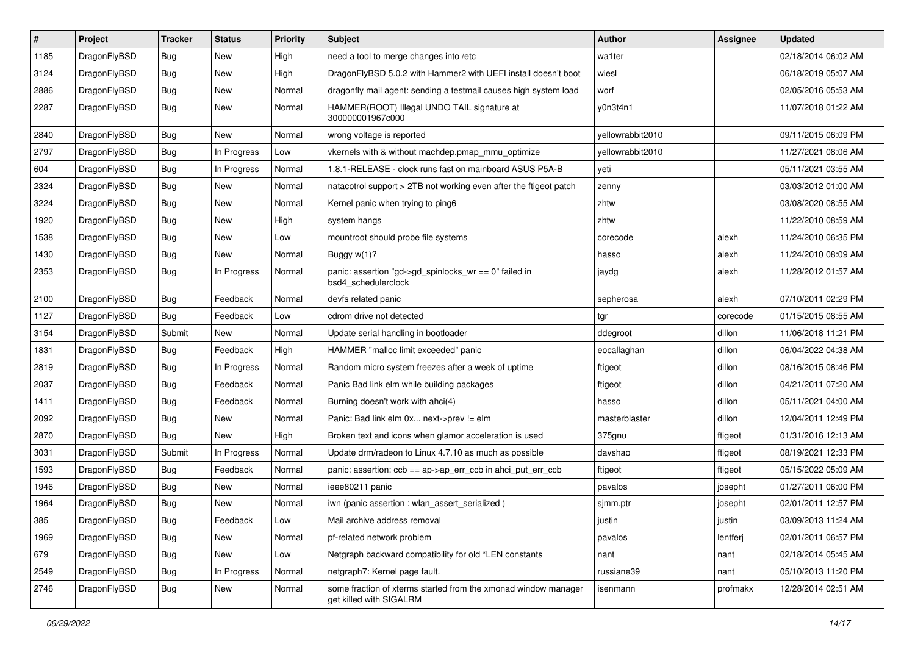| # | Project | Tracker | Status | Priority | Subject | Author | Assignee | Updated |
|---|---|---|---|---|---|---|---|---|
| 1185 | DragonFlyBSD | Bug | New | High | need a tool to merge changes into /etc | wa1ter | | 02/18/2014 06:02 AM |
| 3124 | DragonFlyBSD | Bug | New | High | DragonFlyBSD 5.0.2 with Hammer2 with UEFI install doesn't boot | wiesl | | 06/18/2019 05:07 AM |
| 2886 | DragonFlyBSD | Bug | New | Normal | dragonfly mail agent: sending a testmail causes high system load | worf | | 02/05/2016 05:53 AM |
| 2287 | DragonFlyBSD | Bug | New | Normal | HAMMER(ROOT) Illegal UNDO TAIL signature at 300000001967c000 | y0n3t4n1 | | 11/07/2018 01:22 AM |
| 2840 | DragonFlyBSD | Bug | New | Normal | wrong voltage is reported | yellowrabbit2010 | | 09/11/2015 06:09 PM |
| 2797 | DragonFlyBSD | Bug | In Progress | Low | vkernels with & without machdep.pmap_mmu_optimize | yellowrabbit2010 | | 11/27/2021 08:06 AM |
| 604 | DragonFlyBSD | Bug | In Progress | Normal | 1.8.1-RELEASE - clock runs fast on mainboard ASUS P5A-B | yeti | | 05/11/2021 03:55 AM |
| 2324 | DragonFlyBSD | Bug | New | Normal | natacotrol support > 2TB not working even after the ftigeot patch | zenny | | 03/03/2012 01:00 AM |
| 3224 | DragonFlyBSD | Bug | New | Normal | Kernel panic when trying to ping6 | zhtw | | 03/08/2020 08:55 AM |
| 1920 | DragonFlyBSD | Bug | New | High | system hangs | zhtw | | 11/22/2010 08:59 AM |
| 1538 | DragonFlyBSD | Bug | New | Low | mountroot should probe file systems | corecode | alexh | 11/24/2010 06:35 PM |
| 1430 | DragonFlyBSD | Bug | New | Normal | Buggy w(1)? | hasso | alexh | 11/24/2010 08:09 AM |
| 2353 | DragonFlyBSD | Bug | In Progress | Normal | panic: assertion "gd->gd_spinlocks_wr == 0" failed in bsd4_schedulerclock | jaydg | alexh | 11/28/2012 01:57 AM |
| 2100 | DragonFlyBSD | Bug | Feedback | Normal | devfs related panic | sepherosa | alexh | 07/10/2011 02:29 PM |
| 1127 | DragonFlyBSD | Bug | Feedback | Low | cdrom drive not detected | tgr | corecode | 01/15/2015 08:55 AM |
| 3154 | DragonFlyBSD | Submit | New | Normal | Update serial handling in bootloader | ddegroot | dillon | 11/06/2018 11:21 PM |
| 1831 | DragonFlyBSD | Bug | Feedback | High | HAMMER "malloc limit exceeded" panic | eocallaghan | dillon | 06/04/2022 04:38 AM |
| 2819 | DragonFlyBSD | Bug | In Progress | Normal | Random micro system freezes after a week of uptime | ftigeot | dillon | 08/16/2015 08:46 PM |
| 2037 | DragonFlyBSD | Bug | Feedback | Normal | Panic Bad link elm while building packages | ftigeot | dillon | 04/21/2011 07:20 AM |
| 1411 | DragonFlyBSD | Bug | Feedback | Normal | Burning doesn't work with ahci(4) | hasso | dillon | 05/11/2021 04:00 AM |
| 2092 | DragonFlyBSD | Bug | New | Normal | Panic: Bad link elm 0x... next->prev != elm | masterblaster | dillon | 12/04/2011 12:49 PM |
| 2870 | DragonFlyBSD | Bug | New | High | Broken text and icons when glamor acceleration is used | 375gnu | ftigeot | 01/31/2016 12:13 AM |
| 3031 | DragonFlyBSD | Submit | In Progress | Normal | Update drm/radeon to Linux 4.7.10 as much as possible | davshao | ftigeot | 08/19/2021 12:33 PM |
| 1593 | DragonFlyBSD | Bug | Feedback | Normal | panic: assertion: ccb == ap->ap_err_ccb in ahci_put_err_ccb | ftigeot | ftigeot | 05/15/2022 05:09 AM |
| 1946 | DragonFlyBSD | Bug | New | Normal | ieee80211 panic | pavalos | josepht | 01/27/2011 06:00 PM |
| 1964 | DragonFlyBSD | Bug | New | Normal | iwn (panic assertion : wlan_assert_serialized ) | sjmm.ptr | josepht | 02/01/2011 12:57 PM |
| 385 | DragonFlyBSD | Bug | Feedback | Low | Mail archive address removal | justin | justin | 03/09/2013 11:24 AM |
| 1969 | DragonFlyBSD | Bug | New | Normal | pf-related network problem | pavalos | lentferj | 02/01/2011 06:57 PM |
| 679 | DragonFlyBSD | Bug | New | Low | Netgraph backward compatibility for old *LEN constants | nant | nant | 02/18/2014 05:45 AM |
| 2549 | DragonFlyBSD | Bug | In Progress | Normal | netgraph7: Kernel page fault. | russiane39 | nant | 05/10/2013 11:20 PM |
| 2746 | DragonFlyBSD | Bug | New | Normal | some fraction of xterms started from the xmonad window manager get killed with SIGALRM | isenmann | profmakx | 12/28/2014 02:51 AM |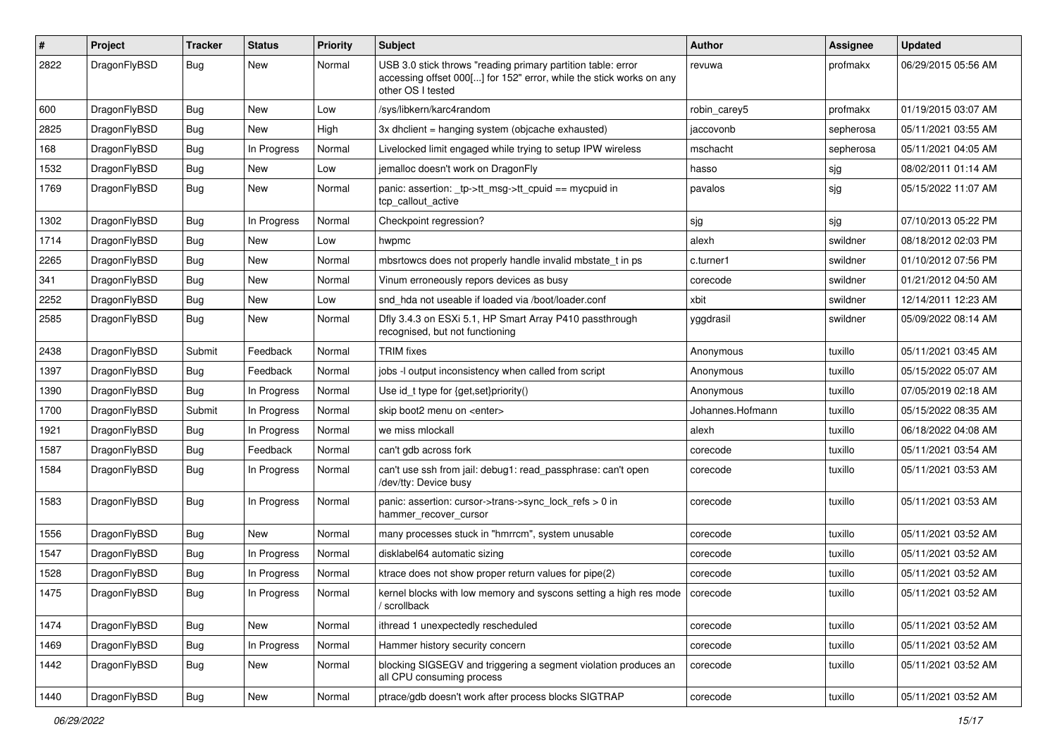| # | Project | Tracker | Status | Priority | Subject | Author | Assignee | Updated |
|---|---|---|---|---|---|---|---|---|
| 2822 | DragonFlyBSD | Bug | New | Normal | USB 3.0 stick throws "reading primary partition table: error accessing offset 000[...] for 152" error, while the stick works on any other OS I tested | revuwa | profmakx | 06/29/2015 05:56 AM |
| 600 | DragonFlyBSD | Bug | New | Low | /sys/libkern/karc4random | robin_carey5 | profmakx | 01/19/2015 03:07 AM |
| 2825 | DragonFlyBSD | Bug | New | High | 3x dhclient = hanging system (objcache exhausted) | jaccovonb | sepherosa | 05/11/2021 03:55 AM |
| 168 | DragonFlyBSD | Bug | In Progress | Normal | Livelocked limit engaged while trying to setup IPW wireless | mschacht | sepherosa | 05/11/2021 04:05 AM |
| 1532 | DragonFlyBSD | Bug | New | Low | jemalloc doesn't work on DragonFly | hasso | sjg | 08/02/2011 01:14 AM |
| 1769 | DragonFlyBSD | Bug | New | Normal | panic: assertion: _tp->tt_msg->tt_cpuid == mycpuid in tcp_callout_active | pavalos | sjg | 05/15/2022 11:07 AM |
| 1302 | DragonFlyBSD | Bug | In Progress | Normal | Checkpoint regression? | sjg | sjg | 07/10/2013 05:22 PM |
| 1714 | DragonFlyBSD | Bug | New | Low | hwpmc | alexh | swildner | 08/18/2012 02:03 PM |
| 2265 | DragonFlyBSD | Bug | New | Normal | mbsrtowcs does not properly handle invalid mbstate_t in ps | c.turner1 | swildner | 01/10/2012 07:56 PM |
| 341 | DragonFlyBSD | Bug | New | Normal | Vinum erroneously repors devices as busy | corecode | swildner | 01/21/2012 04:50 AM |
| 2252 | DragonFlyBSD | Bug | New | Low | snd_hda not useable if loaded via /boot/loader.conf | xbit | swildner | 12/14/2011 12:23 AM |
| 2585 | DragonFlyBSD | Bug | New | Normal | Dfly 3.4.3 on ESXi 5.1, HP Smart Array P410 passthrough recognised, but not functioning | yggdrasil | swildner | 05/09/2022 08:14 AM |
| 2438 | DragonFlyBSD | Submit | Feedback | Normal | TRIM fixes | Anonymous | tuxillo | 05/11/2021 03:45 AM |
| 1397 | DragonFlyBSD | Bug | Feedback | Normal | jobs -l output inconsistency when called from script | Anonymous | tuxillo | 05/15/2022 05:07 AM |
| 1390 | DragonFlyBSD | Bug | In Progress | Normal | Use id_t type for {get,set}priority() | Anonymous | tuxillo | 07/05/2019 02:18 AM |
| 1700 | DragonFlyBSD | Submit | In Progress | Normal | skip boot2 menu on <enter> | Johannes.Hofmann | tuxillo | 05/15/2022 08:35 AM |
| 1921 | DragonFlyBSD | Bug | In Progress | Normal | we miss mlockall | alexh | tuxillo | 06/18/2022 04:08 AM |
| 1587 | DragonFlyBSD | Bug | Feedback | Normal | can't gdb across fork | corecode | tuxillo | 05/11/2021 03:54 AM |
| 1584 | DragonFlyBSD | Bug | In Progress | Normal | can't use ssh from jail: debug1: read_passphrase: can't open /dev/tty: Device busy | corecode | tuxillo | 05/11/2021 03:53 AM |
| 1583 | DragonFlyBSD | Bug | In Progress | Normal | panic: assertion: cursor->trans->sync_lock_refs > 0 in hammer_recover_cursor | corecode | tuxillo | 05/11/2021 03:53 AM |
| 1556 | DragonFlyBSD | Bug | New | Normal | many processes stuck in "hmrrcm", system unusable | corecode | tuxillo | 05/11/2021 03:52 AM |
| 1547 | DragonFlyBSD | Bug | In Progress | Normal | disklabel64 automatic sizing | corecode | tuxillo | 05/11/2021 03:52 AM |
| 1528 | DragonFlyBSD | Bug | In Progress | Normal | ktrace does not show proper return values for pipe(2) | corecode | tuxillo | 05/11/2021 03:52 AM |
| 1475 | DragonFlyBSD | Bug | In Progress | Normal | kernel blocks with low memory and syscons setting a high res mode / scrollback | corecode | tuxillo | 05/11/2021 03:52 AM |
| 1474 | DragonFlyBSD | Bug | New | Normal | ithread 1 unexpectedly rescheduled | corecode | tuxillo | 05/11/2021 03:52 AM |
| 1469 | DragonFlyBSD | Bug | In Progress | Normal | Hammer history security concern | corecode | tuxillo | 05/11/2021 03:52 AM |
| 1442 | DragonFlyBSD | Bug | New | Normal | blocking SIGSEGV and triggering a segment violation produces an all CPU consuming process | corecode | tuxillo | 05/11/2021 03:52 AM |
| 1440 | DragonFlyBSD | Bug | New | Normal | ptrace/gdb doesn't work after process blocks SIGTRAP | corecode | tuxillo | 05/11/2021 03:52 AM |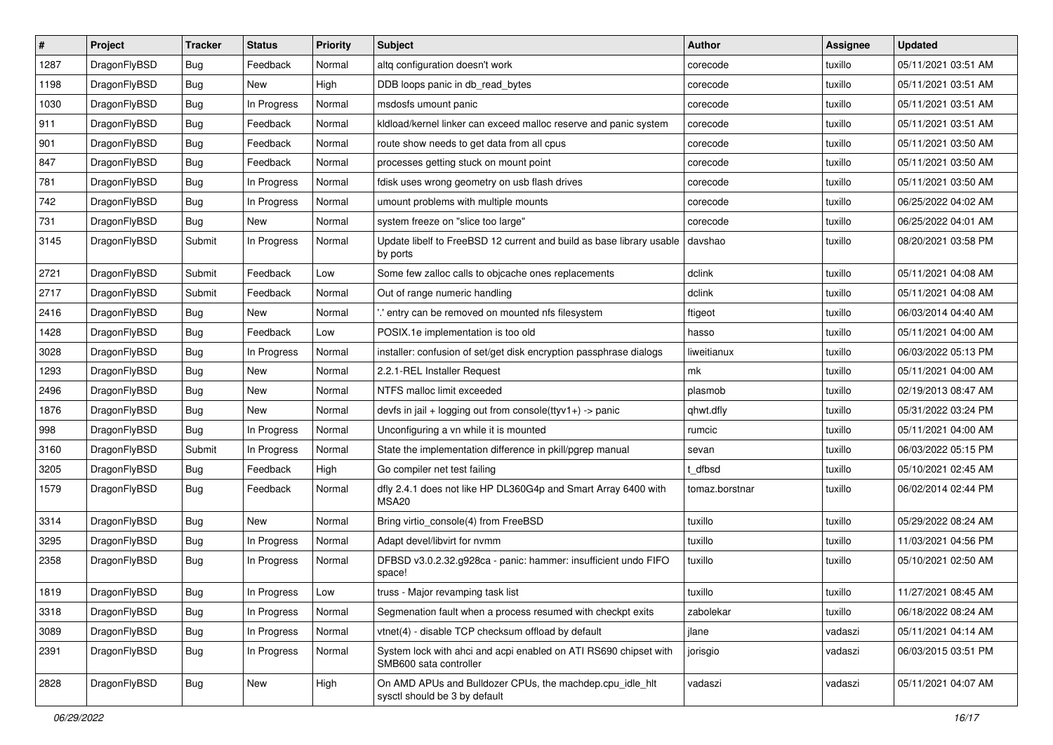| # | Project | Tracker | Status | Priority | Subject | Author | Assignee | Updated |
|---|---|---|---|---|---|---|---|---|
| 1287 | DragonFlyBSD | Bug | Feedback | Normal | altq configuration doesn't work | corecode | tuxillo | 05/11/2021 03:51 AM |
| 1198 | DragonFlyBSD | Bug | New | High | DDB loops panic in db_read_bytes | corecode | tuxillo | 05/11/2021 03:51 AM |
| 1030 | DragonFlyBSD | Bug | In Progress | Normal | msdosfs umount panic | corecode | tuxillo | 05/11/2021 03:51 AM |
| 911 | DragonFlyBSD | Bug | Feedback | Normal | kldload/kernel linker can exceed malloc reserve and panic system | corecode | tuxillo | 05/11/2021 03:51 AM |
| 901 | DragonFlyBSD | Bug | Feedback | Normal | route show needs to get data from all cpus | corecode | tuxillo | 05/11/2021 03:50 AM |
| 847 | DragonFlyBSD | Bug | Feedback | Normal | processes getting stuck on mount point | corecode | tuxillo | 05/11/2021 03:50 AM |
| 781 | DragonFlyBSD | Bug | In Progress | Normal | fdisk uses wrong geometry on usb flash drives | corecode | tuxillo | 05/11/2021 03:50 AM |
| 742 | DragonFlyBSD | Bug | In Progress | Normal | umount problems with multiple mounts | corecode | tuxillo | 06/25/2022 04:02 AM |
| 731 | DragonFlyBSD | Bug | New | Normal | system freeze on "slice too large" | corecode | tuxillo | 06/25/2022 04:01 AM |
| 3145 | DragonFlyBSD | Submit | In Progress | Normal | Update libelf to FreeBSD 12 current and build as base library usable by ports | davshao | tuxillo | 08/20/2021 03:58 PM |
| 2721 | DragonFlyBSD | Submit | Feedback | Low | Some few zalloc calls to objcache ones replacements | dclink | tuxillo | 05/11/2021 04:08 AM |
| 2717 | DragonFlyBSD | Submit | Feedback | Normal | Out of range numeric handling | dclink | tuxillo | 05/11/2021 04:08 AM |
| 2416 | DragonFlyBSD | Bug | New | Normal | '.' entry can be removed on mounted nfs filesystem | ftigeot | tuxillo | 06/03/2014 04:40 AM |
| 1428 | DragonFlyBSD | Bug | Feedback | Low | POSIX.1e implementation is too old | hasso | tuxillo | 05/11/2021 04:00 AM |
| 3028 | DragonFlyBSD | Bug | In Progress | Normal | installer: confusion of set/get disk encryption passphrase dialogs | liweitianux | tuxillo | 06/03/2022 05:13 PM |
| 1293 | DragonFlyBSD | Bug | New | Normal | 2.2.1-REL Installer Request | mk | tuxillo | 05/11/2021 04:00 AM |
| 2496 | DragonFlyBSD | Bug | New | Normal | NTFS malloc limit exceeded | plasmob | tuxillo | 02/19/2013 08:47 AM |
| 1876 | DragonFlyBSD | Bug | New | Normal | devfs in jail + logging out from console(ttyv1+) -> panic | qhwt.dfly | tuxillo | 05/31/2022 03:24 PM |
| 998 | DragonFlyBSD | Bug | In Progress | Normal | Unconfiguring a vn while it is mounted | rumcic | tuxillo | 05/11/2021 04:00 AM |
| 3160 | DragonFlyBSD | Submit | In Progress | Normal | State the implementation difference in pkill/pgrep manual | sevan | tuxillo | 06/03/2022 05:15 PM |
| 3205 | DragonFlyBSD | Bug | Feedback | High | Go compiler net test failing | t_dfbsd | tuxillo | 05/10/2021 02:45 AM |
| 1579 | DragonFlyBSD | Bug | Feedback | Normal | dfly 2.4.1 does not like HP DL360G4p and Smart Array 6400 with MSA20 | tomaz.borstnar | tuxillo | 06/02/2014 02:44 PM |
| 3314 | DragonFlyBSD | Bug | New | Normal | Bring virtio_console(4) from FreeBSD | tuxillo | tuxillo | 05/29/2022 08:24 AM |
| 3295 | DragonFlyBSD | Bug | In Progress | Normal | Adapt devel/libvirt for nvmm | tuxillo | tuxillo | 11/03/2021 04:56 PM |
| 2358 | DragonFlyBSD | Bug | In Progress | Normal | DFBSD v3.0.2.32.g928ca - panic: hammer: insufficient undo FIFO space! | tuxillo | tuxillo | 05/10/2021 02:50 AM |
| 1819 | DragonFlyBSD | Bug | In Progress | Low | truss - Major revamping task list | tuxillo | tuxillo | 11/27/2021 08:45 AM |
| 3318 | DragonFlyBSD | Bug | In Progress | Normal | Segmenation fault when a process resumed with checkpt exits | zabolekar | tuxillo | 06/18/2022 08:24 AM |
| 3089 | DragonFlyBSD | Bug | In Progress | Normal | vtnet(4) - disable TCP checksum offload by default | jlane | vadaszi | 05/11/2021 04:14 AM |
| 2391 | DragonFlyBSD | Bug | In Progress | Normal | System lock with ahci and acpi enabled on ATI RS690 chipset with SMB600 sata controller | jorisgio | vadaszi | 06/03/2015 03:51 PM |
| 2828 | DragonFlyBSD | Bug | New | High | On AMD APUs and Bulldozer CPUs, the machdep.cpu_idle_hlt sysctl should be 3 by default | vadaszi | vadaszi | 05/11/2021 04:07 AM |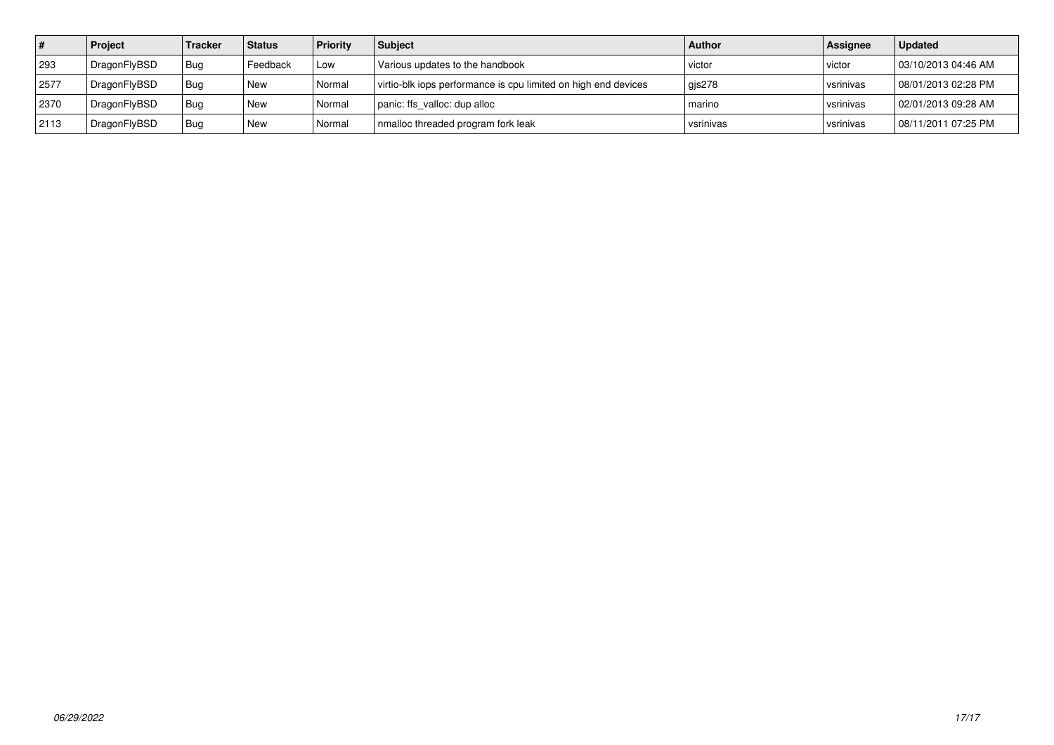| # | Project | Tracker | Status | Priority | Subject | Author | Assignee | Updated |
|---|---|---|---|---|---|---|---|---|
| 293 | DragonFlyBSD | Bug | Feedback | Low | Various updates to the handbook | victor | victor | 03/10/2013 04:46 AM |
| 2577 | DragonFlyBSD | Bug | New | Normal | virtio-blk iops performance is cpu limited on high end devices | gjs278 | vsrinivas | 08/01/2013 02:28 PM |
| 2370 | DragonFlyBSD | Bug | New | Normal | panic: ffs_valloc: dup alloc | marino | vsrinivas | 02/01/2013 09:28 AM |
| 2113 | DragonFlyBSD | Bug | New | Normal | nmalloc threaded program fork leak | vsrinivas | vsrinivas | 08/11/2011 07:25 PM |